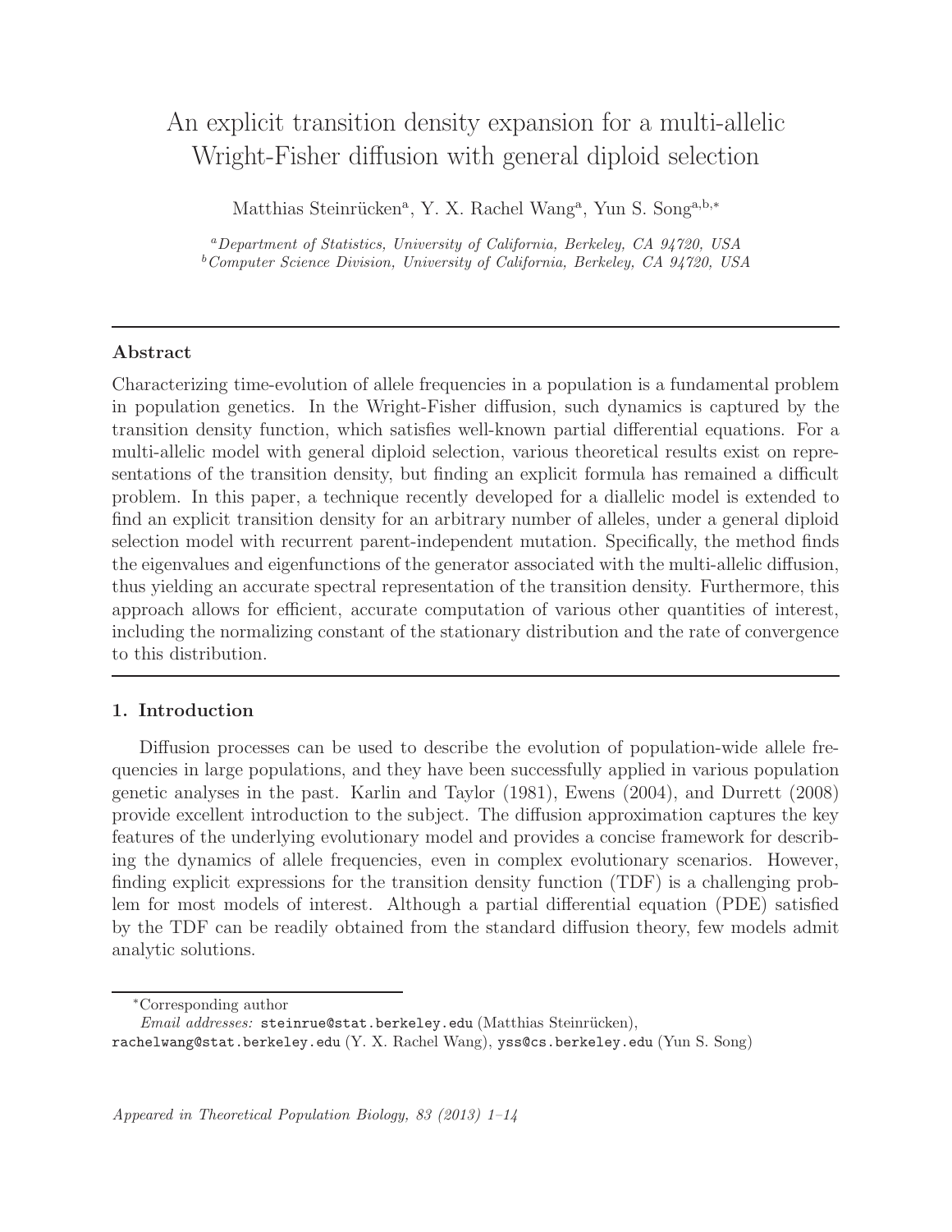# An explicit transition density expansion for a multi-allelic Wright-Fisher diffusion with general diploid selection

Matthias Steinrücken[a], Y. X. Rachel Wang[a], Yun S. Song[a,b,*]

[a] *Department of Statistics, University of California, Berkeley, CA 94720, USA*
[b] *Computer Science Division, University of California, Berkeley, CA 94720, USA*

---

## Abstract

Characterizing time-evolution of allele frequencies in a population is a fundamental problem in population genetics. In the Wright-Fisher diffusion, such dynamics is captured by the transition density function, which satisfies well-known partial differential equations. For a multi-allelic model with general diploid selection, various theoretical results exist on representations of the transition density, but finding an explicit formula has remained a difficult problem. In this paper, a technique recently developed for a diallelic model is extended to find an explicit transition density for an arbitrary number of alleles, under a general diploid selection model with recurrent parent-independent mutation. Specifically, the method finds the eigenvalues and eigenfunctions of the generator associated with the multi-allelic diffusion, thus yielding an accurate spectral representation of the transition density. Furthermore, this approach allows for efficient, accurate computation of various other quantities of interest, including the normalizing constant of the stationary distribution and the rate of convergence to this distribution.

---

## 1. Introduction

Diffusion processes can be used to describe the evolution of population-wide allele frequencies in large populations, and they have been successfully applied in various population genetic analyses in the past. Karlin and Taylor (1981), Ewens (2004), and Durrett (2008) provide excellent introduction to the subject. The diffusion approximation captures the key features of the underlying evolutionary model and provides a concise framework for describing the dynamics of allele frequencies, even in complex evolutionary scenarios. However, finding explicit expressions for the transition density function (TDF) is a challenging problem for most models of interest. Although a partial differential equation (PDE) satisfied by the TDF can be readily obtained from the standard diffusion theory, few models admit analytic solutions.

---

[*] Corresponding author

*Email addresses:* steinrue@stat.berkeley.edu (Matthias Steinrücken), rachelwang@stat.berkeley.edu (Y. X. Rachel Wang), yss@cs.berkeley.edu (Yun S. Song)

*Appeared in Theoretical Population Biology, 83 (2013) 1–14*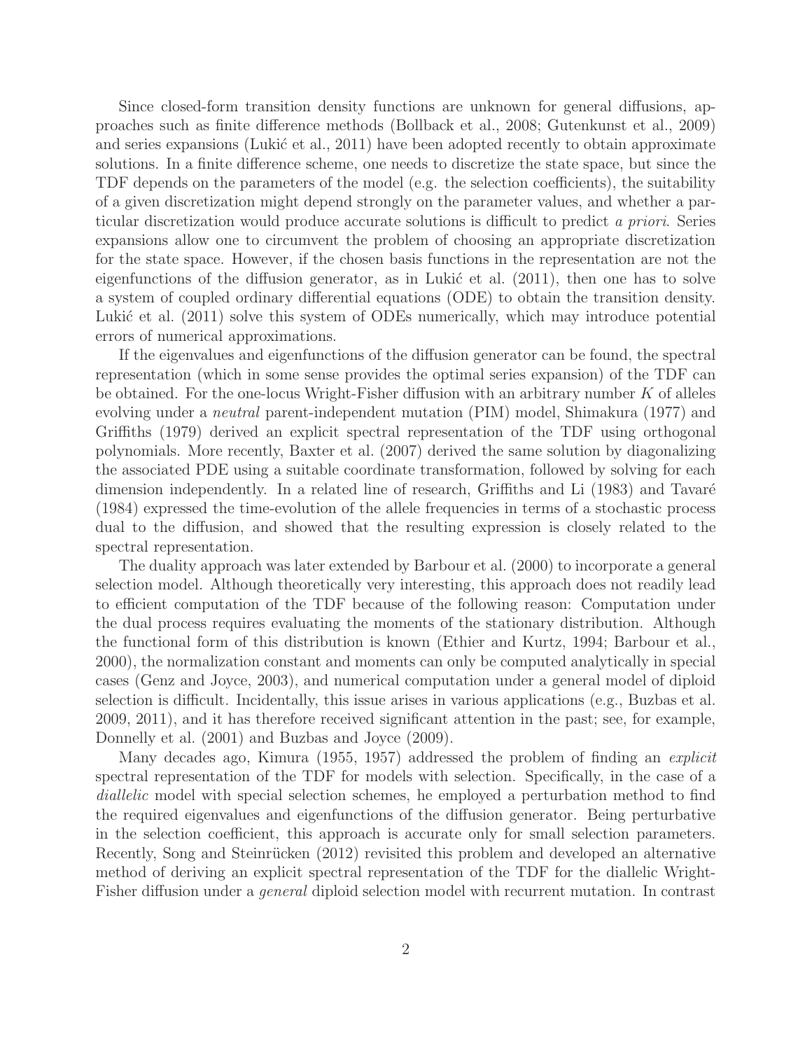Since closed-form transition density functions are unknown for general diffusions, approaches such as finite difference methods (Bollback et al., 2008; Gutenkunst et al., 2009) and series expansions (Lukić et al., 2011) have been adopted recently to obtain approximate solutions. In a finite difference scheme, one needs to discretize the state space, but since the TDF depends on the parameters of the model (e.g. the selection coefficients), the suitability of a given discretization might depend strongly on the parameter values, and whether a particular discretization would produce accurate solutions is difficult to predict *a priori*. Series expansions allow one to circumvent the problem of choosing an appropriate discretization for the state space. However, if the chosen basis functions in the representation are not the eigenfunctions of the diffusion generator, as in Lukić et al. (2011), then one has to solve a system of coupled ordinary differential equations (ODE) to obtain the transition density. Lukić et al. (2011) solve this system of ODEs numerically, which may introduce potential errors of numerical approximations.

If the eigenvalues and eigenfunctions of the diffusion generator can be found, the spectral representation (which in some sense provides the optimal series expansion) of the TDF can be obtained. For the one-locus Wright-Fisher diffusion with an arbitrary number $K$ of alleles evolving under a *neutral* parent-independent mutation (PIM) model, Shimakura (1977) and Griffiths (1979) derived an explicit spectral representation of the TDF using orthogonal polynomials. More recently, Baxter et al. (2007) derived the same solution by diagonalizing the associated PDE using a suitable coordinate transformation, followed by solving for each dimension independently. In a related line of research, Griffiths and Li (1983) and Tavaré (1984) expressed the time-evolution of the allele frequencies in terms of a stochastic process dual to the diffusion, and showed that the resulting expression is closely related to the spectral representation.

The duality approach was later extended by Barbour et al. (2000) to incorporate a general selection model. Although theoretically very interesting, this approach does not readily lead to efficient computation of the TDF because of the following reason: Computation under the dual process requires evaluating the moments of the stationary distribution. Although the functional form of this distribution is known (Ethier and Kurtz, 1994; Barbour et al., 2000), the normalization constant and moments can only be computed analytically in special cases (Genz and Joyce, 2003), and numerical computation under a general model of diploid selection is difficult. Incidentally, this issue arises in various applications (e.g., Buzbas et al. 2009, 2011), and it has therefore received significant attention in the past; see, for example, Donnelly et al. (2001) and Buzbas and Joyce (2009).

Many decades ago, Kimura (1955, 1957) addressed the problem of finding an *explicit* spectral representation of the TDF for models with selection. Specifically, in the case of a *diallelic* model with special selection schemes, he employed a perturbation method to find the required eigenvalues and eigenfunctions of the diffusion generator. Being perturbative in the selection coefficient, this approach is accurate only for small selection parameters. Recently, Song and Steinrücken (2012) revisited this problem and developed an alternative method of deriving an explicit spectral representation of the TDF for the diallelic Wright-Fisher diffusion under a *general* diploid selection model with recurrent mutation. In contrast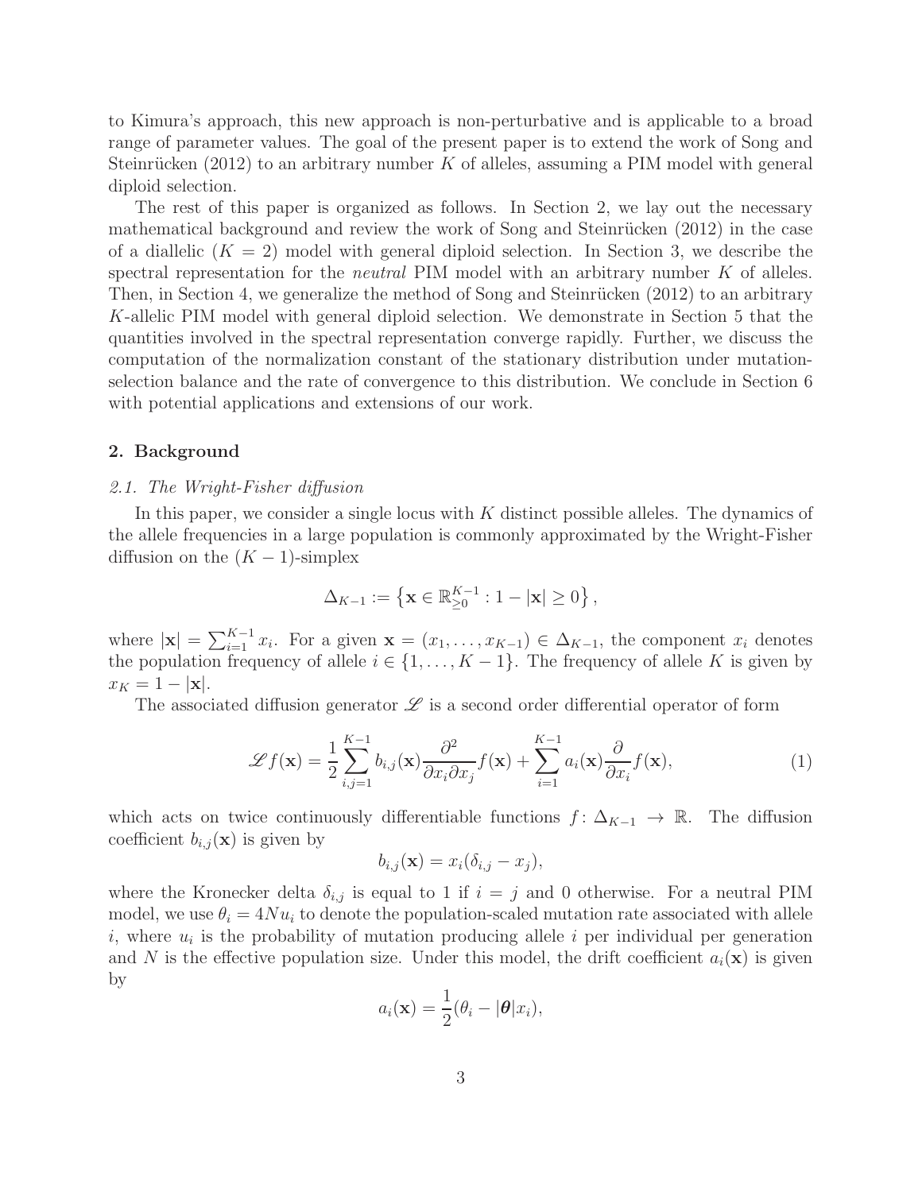to Kimura's approach, this new approach is non-perturbative and is applicable to a broad range of parameter values. The goal of the present paper is to extend the work of Song and Steinrücken (2012) to an arbitrary number $K$ of alleles, assuming a PIM model with general diploid selection.

The rest of this paper is organized as follows. In Section 2, we lay out the necessary mathematical background and review the work of Song and Steinrücken (2012) in the case of a diallelic ($K = 2$) model with general diploid selection. In Section 3, we describe the spectral representation for the *neutral* PIM model with an arbitrary number $K$ of alleles. Then, in Section 4, we generalize the method of Song and Steinrücken (2012) to an arbitrary $K$-allelic PIM model with general diploid selection. We demonstrate in Section 5 that the quantities involved in the spectral representation converge rapidly. Further, we discuss the computation of the normalization constant of the stationary distribution under mutation-selection balance and the rate of convergence to this distribution. We conclude in Section 6 with potential applications and extensions of our work.

## 2. Background

### *2.1. The Wright-Fisher diffusion*

In this paper, we consider a single locus with $K$ distinct possible alleles. The dynamics of the allele frequencies in a large population is commonly approximated by the Wright-Fisher diffusion on the $(K-1)$-simplex

$$\Delta_{K-1} := \left\{ \mathbf{x} \in \mathbb{R}_{\geq 0}^{K-1} : 1 - |\mathbf{x}| \geq 0 \right\},$$

where $|\mathbf{x}| = \sum_{i=1}^{K-1} x_i$. For a given $\mathbf{x} = (x_1, \ldots, x_{K-1}) \in \Delta_{K-1}$, the component $x_i$ denotes the population frequency of allele $i \in \{1, \ldots, K-1\}$. The frequency of allele $K$ is given by $x_K = 1 - |\mathbf{x}|$.

The associated diffusion generator $\mathscr{L}$ is a second order differential operator of form

$$\mathscr{L} f(\mathbf{x}) = \frac{1}{2} \sum_{i,j=1}^{K-1} b_{i,j}(\mathbf{x}) \frac{\partial^2}{\partial x_i \partial x_j} f(\mathbf{x}) + \sum_{i=1}^{K-1} a_i(\mathbf{x}) \frac{\partial}{\partial x_i} f(\mathbf{x}), \tag{1}$$

which acts on twice continuously differentiable functions $f \colon \Delta_{K-1} \to \mathbb{R}$. The diffusion coefficient $b_{i,j}(\mathbf{x})$ is given by

$$b_{i,j}(\mathbf{x}) = x_i(\delta_{i,j} - x_j),$$

where the Kronecker delta $\delta_{i,j}$ is equal to 1 if $i = j$ and 0 otherwise. For a neutral PIM model, we use $\theta_i = 4Nu_i$ to denote the population-scaled mutation rate associated with allele $i$, where $u_i$ is the probability of mutation producing allele $i$ per individual per generation and $N$ is the effective population size. Under this model, the drift coefficient $a_i(\mathbf{x})$ is given by

$$a_i(\mathbf{x}) = \frac{1}{2}(\theta_i - |\boldsymbol{\theta}| x_i),$$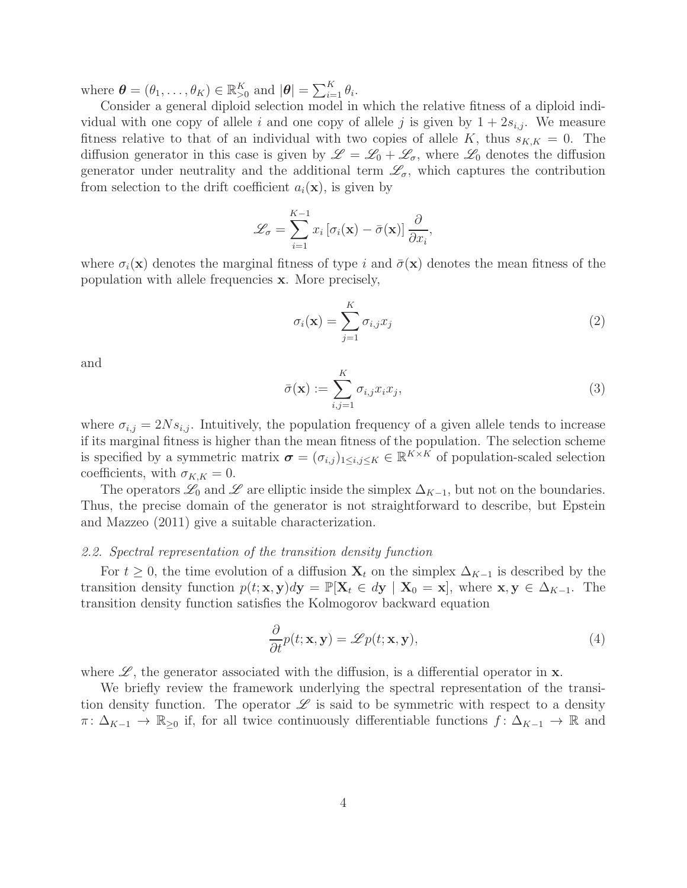where $\boldsymbol{\theta} = (\theta_1, \ldots, \theta_K) \in \mathbb{R}^K_{>0}$ and $|\boldsymbol{\theta}| = \sum_{i=1}^K \theta_i$.

Consider a general diploid selection model in which the relative fitness of a diploid individual with one copy of allele $i$ and one copy of allele $j$ is given by $1 + 2s_{i,j}$. We measure fitness relative to that of an individual with two copies of allele $K$, thus $s_{K,K} = 0$. The diffusion generator in this case is given by $\mathscr{L} = \mathscr{L}_0 + \mathscr{L}_\sigma$, where $\mathscr{L}_0$ denotes the diffusion generator under neutrality and the additional term $\mathscr{L}_\sigma$, which captures the contribution from selection to the drift coefficient $a_i(\mathbf{x})$, is given by

$$\mathscr{L}_\sigma = \sum_{i=1}^{K-1} x_i \left[\sigma_i(\mathbf{x}) - \bar{\sigma}(\mathbf{x})\right] \frac{\partial}{\partial x_i},$$

where $\sigma_i(\mathbf{x})$ denotes the marginal fitness of type $i$ and $\bar{\sigma}(\mathbf{x})$ denotes the mean fitness of the population with allele frequencies $\mathbf{x}$. More precisely,

$$\sigma_i(\mathbf{x}) = \sum_{j=1}^{K} \sigma_{i,j} x_j \tag{2}$$

and

$$\bar{\sigma}(\mathbf{x}) := \sum_{i,j=1}^{K} \sigma_{i,j} x_i x_j, \tag{3}$$

where $\sigma_{i,j} = 2Ns_{i,j}$. Intuitively, the population frequency of a given allele tends to increase if its marginal fitness is higher than the mean fitness of the population. The selection scheme is specified by a symmetric matrix $\boldsymbol{\sigma} = (\sigma_{i,j})_{1 \le i,j \le K} \in \mathbb{R}^{K \times K}$ of population-scaled selection coefficients, with $\sigma_{K,K} = 0$.

The operators $\mathscr{L}_0$ and $\mathscr{L}$ are elliptic inside the simplex $\Delta_{K-1}$, but not on the boundaries. Thus, the precise domain of the generator is not straightforward to describe, but Epstein and Mazzeo (2011) give a suitable characterization.

### *2.2. Spectral representation of the transition density function*

For $t \ge 0$, the time evolution of a diffusion $\mathbf{X}_t$ on the simplex $\Delta_{K-1}$ is described by the transition density function $p(t; \mathbf{x}, \mathbf{y})d\mathbf{y} = \mathbb{P}[\mathbf{X}_t \in d\mathbf{y} \mid \mathbf{X}_0 = \mathbf{x}]$, where $\mathbf{x}, \mathbf{y} \in \Delta_{K-1}$. The transition density function satisfies the Kolmogorov backward equation

$$\frac{\partial}{\partial t} p(t; \mathbf{x}, \mathbf{y}) = \mathscr{L} p(t; \mathbf{x}, \mathbf{y}), \tag{4}$$

where $\mathscr{L}$, the generator associated with the diffusion, is a differential operator in $\mathbf{x}$.

We briefly review the framework underlying the spectral representation of the transition density function. The operator $\mathscr{L}$ is said to be symmetric with respect to a density $\pi \colon \Delta_{K-1} \to \mathbb{R}_{\ge 0}$ if, for all twice continuously differentiable functions $f \colon \Delta_{K-1} \to \mathbb{R}$ and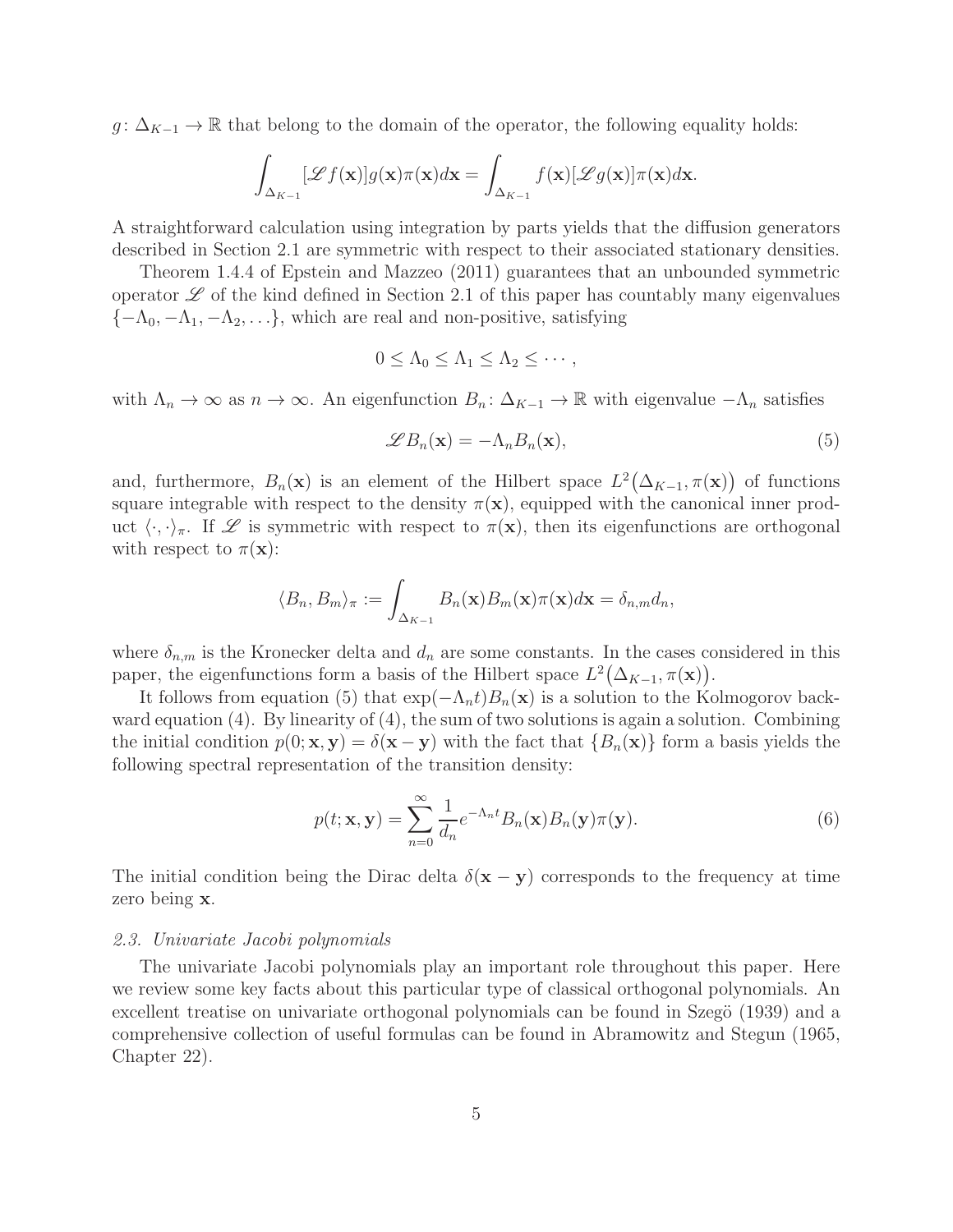$g\colon \Delta_{K-1} \to \mathbb{R}$ that belong to the domain of the operator, the following equality holds:

$$\int_{\Delta_{K-1}} [\mathscr{L} f(\mathbf{x})] g(\mathbf{x}) \pi(\mathbf{x}) d\mathbf{x} = \int_{\Delta_{K-1}} f(\mathbf{x}) [\mathscr{L} g(\mathbf{x})] \pi(\mathbf{x}) d\mathbf{x}.$$

A straightforward calculation using integration by parts yields that the diffusion generators described in Section 2.1 are symmetric with respect to their associated stationary densities.

Theorem 1.4.4 of Epstein and Mazzeo (2011) guarantees that an unbounded symmetric operator $\mathscr{L}$ of the kind defined in Section 2.1 of this paper has countably many eigenvalues $\{-\Lambda_0, -\Lambda_1, -\Lambda_2, \ldots\}$, which are real and non-positive, satisfying

$$0 \leq \Lambda_0 \leq \Lambda_1 \leq \Lambda_2 \leq \cdots,$$

with $\Lambda_n \to \infty$ as $n \to \infty$. An eigenfunction $B_n\colon \Delta_{K-1} \to \mathbb{R}$ with eigenvalue $-\Lambda_n$ satisfies

$$\mathscr{L} B_n(\mathbf{x}) = -\Lambda_n B_n(\mathbf{x}), \tag{5}$$

and, furthermore, $B_n(\mathbf{x})$ is an element of the Hilbert space $L^2\big(\Delta_{K-1}, \pi(\mathbf{x})\big)$ of functions square integrable with respect to the density $\pi(\mathbf{x})$, equipped with the canonical inner product $\langle \cdot, \cdot \rangle_\pi$. If $\mathscr{L}$ is symmetric with respect to $\pi(\mathbf{x})$, then its eigenfunctions are orthogonal with respect to $\pi(\mathbf{x})$:

$$\langle B_n, B_m \rangle_\pi := \int_{\Delta_{K-1}} B_n(\mathbf{x}) B_m(\mathbf{x}) \pi(\mathbf{x}) d\mathbf{x} = \delta_{n,m} d_n,$$

where $\delta_{n,m}$ is the Kronecker delta and $d_n$ are some constants. In the cases considered in this paper, the eigenfunctions form a basis of the Hilbert space $L^2\big(\Delta_{K-1}, \pi(\mathbf{x})\big)$.

It follows from equation (5) that $\exp(-\Lambda_n t) B_n(\mathbf{x})$ is a solution to the Kolmogorov backward equation (4). By linearity of (4), the sum of two solutions is again a solution. Combining the initial condition $p(0; \mathbf{x}, \mathbf{y}) = \delta(\mathbf{x} - \mathbf{y})$ with the fact that $\{B_n(\mathbf{x})\}$ form a basis yields the following spectral representation of the transition density:

$$p(t; \mathbf{x}, \mathbf{y}) = \sum_{n=0}^{\infty} \frac{1}{d_n} e^{-\Lambda_n t} B_n(\mathbf{x}) B_n(\mathbf{y}) \pi(\mathbf{y}). \tag{6}$$

The initial condition being the Dirac delta $\delta(\mathbf{x} - \mathbf{y})$ corresponds to the frequency at time zero being $\mathbf{x}$.

### *2.3. Univariate Jacobi polynomials*

The univariate Jacobi polynomials play an important role throughout this paper. Here we review some key facts about this particular type of classical orthogonal polynomials. An excellent treatise on univariate orthogonal polynomials can be found in Szegö (1939) and a comprehensive collection of useful formulas can be found in Abramowitz and Stegun (1965, Chapter 22).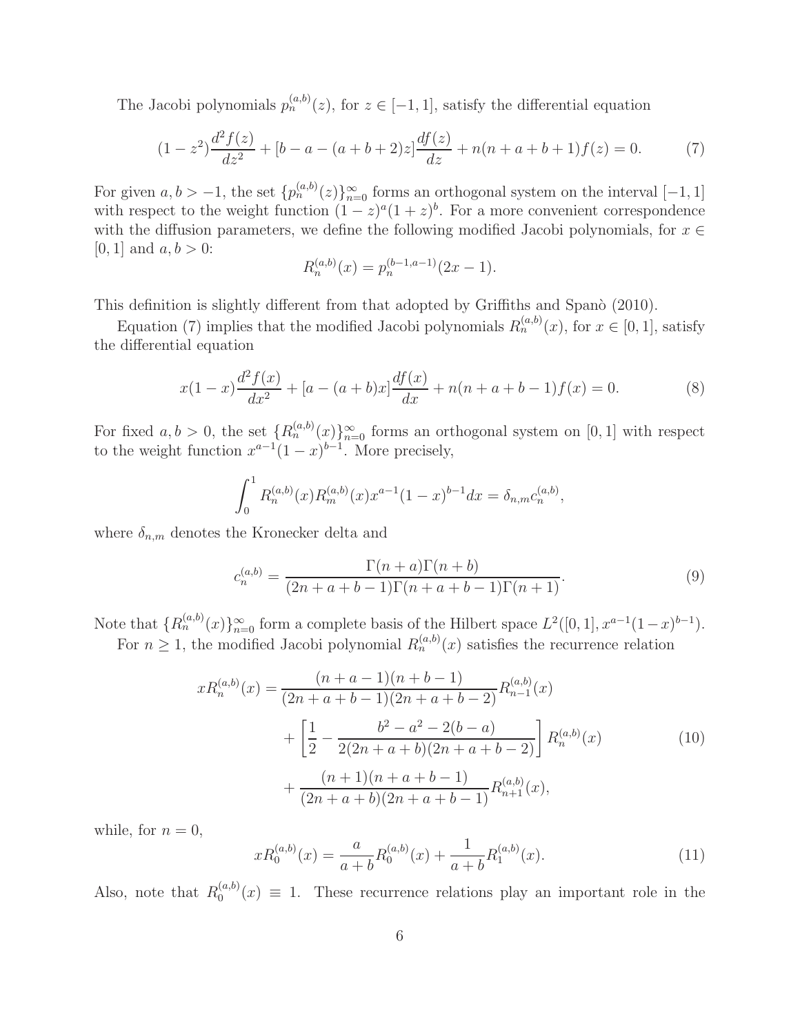The Jacobi polynomials $p_n^{(a,b)}(z)$, for $z \in [-1, 1]$, satisfy the differential equation

$$(1-z^2)\frac{d^2 f(z)}{dz^2} + [b - a - (a+b+2)z]\frac{df(z)}{dz} + n(n+a+b+1)f(z) = 0. \tag{7}$$

For given $a, b > -1$, the set $\{p_n^{(a,b)}(z)\}_{n=0}^{\infty}$ forms an orthogonal system on the interval $[-1, 1]$ with respect to the weight function $(1-z)^a(1+z)^b$. For a more convenient correspondence with the diffusion parameters, we define the following modified Jacobi polynomials, for $x \in [0, 1]$ and $a, b > 0$:

$$R_n^{(a,b)}(x) = p_n^{(b-1,a-1)}(2x-1).$$

This definition is slightly different from that adopted by Griffiths and Spanò (2010).

Equation (7) implies that the modified Jacobi polynomials $R_n^{(a,b)}(x)$, for $x \in [0, 1]$, satisfy the differential equation

$$x(1-x)\frac{d^2 f(x)}{dx^2} + [a - (a+b)x]\frac{df(x)}{dx} + n(n+a+b-1)f(x) = 0. \tag{8}$$

For fixed $a, b > 0$, the set $\{R_n^{(a,b)}(x)\}_{n=0}^{\infty}$ forms an orthogonal system on $[0, 1]$ with respect to the weight function $x^{a-1}(1-x)^{b-1}$. More precisely,

$$\int_0^1 R_n^{(a,b)}(x)R_m^{(a,b)}(x)x^{a-1}(1-x)^{b-1}dx = \delta_{n,m}c_n^{(a,b)},$$

where $\delta_{n,m}$ denotes the Kronecker delta and

$$c_n^{(a,b)} = \frac{\Gamma(n+a)\Gamma(n+b)}{(2n+a+b-1)\Gamma(n+a+b-1)\Gamma(n+1)}. \tag{9}$$

Note that $\{R_n^{(a,b)}(x)\}_{n=0}^{\infty}$ form a complete basis of the Hilbert space $L^2([0, 1], x^{a-1}(1-x)^{b-1})$.

For $n \geq 1$, the modified Jacobi polynomial $R_n^{(a,b)}(x)$ satisfies the recurrence relation

$$\begin{aligned} xR_n^{(a,b)}(x) = {} & \frac{(n+a-1)(n+b-1)}{(2n+a+b-1)(2n+a+b-2)}R_{n-1}^{(a,b)}(x) \\ & + \left[\frac{1}{2} - \frac{b^2 - a^2 - 2(b-a)}{2(2n+a+b)(2n+a+b-2)}\right]R_n^{(a,b)}(x) \\ & + \frac{(n+1)(n+a+b-1)}{(2n+a+b)(2n+a+b-1)}R_{n+1}^{(a,b)}(x), \end{aligned} \tag{10}$$

while, for $n = 0$,

$$xR_0^{(a,b)}(x) = \frac{a}{a+b}R_0^{(a,b)}(x) + \frac{1}{a+b}R_1^{(a,b)}(x). \tag{11}$$

Also, note that $R_0^{(a,b)}(x) \equiv 1$. These recurrence relations play an important role in the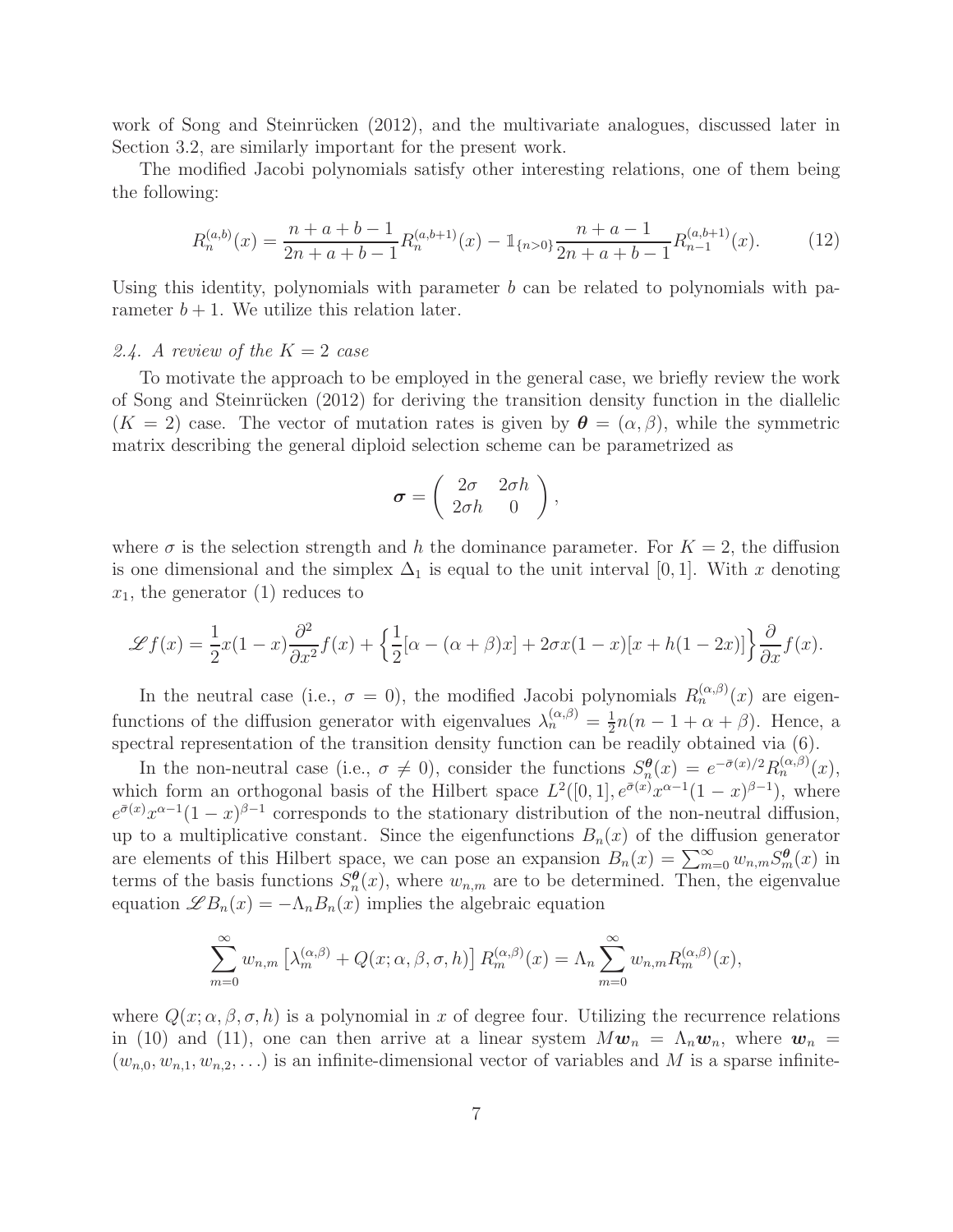work of Song and Steinrücken (2012), and the multivariate analogues, discussed later in Section 3.2, are similarly important for the present work.

The modified Jacobi polynomials satisfy other interesting relations, one of them being the following:

$$R_n^{(a,b)}(x) = \frac{n+a+b-1}{2n+a+b-1} R_n^{(a,b+1)}(x) - \mathbb{1}_{\{n>0\}} \frac{n+a-1}{2n+a+b-1} R_{n-1}^{(a,b+1)}(x). \tag{12}$$

Using this identity, polynomials with parameter $b$ can be related to polynomials with parameter $b+1$. We utilize this relation later.

### *2.4. A review of the $K = 2$ case*

To motivate the approach to be employed in the general case, we briefly review the work of Song and Steinrücken (2012) for deriving the transition density function in the diallelic ($K = 2$) case. The vector of mutation rates is given by $\boldsymbol{\theta} = (\alpha, \beta)$, while the symmetric matrix describing the general diploid selection scheme can be parametrized as

$$\boldsymbol{\sigma} = \begin{pmatrix} 2\sigma & 2\sigma h \\ 2\sigma h & 0 \end{pmatrix},$$

where $\sigma$ is the selection strength and $h$ the dominance parameter. For $K = 2$, the diffusion is one dimensional and the simplex $\Delta_1$ is equal to the unit interval $[0, 1]$. With $x$ denoting $x_1$, the generator (1) reduces to

$$\mathscr{L}f(x) = \frac{1}{2}x(1-x)\frac{\partial^2}{\partial x^2}f(x) + \left\{\frac{1}{2}[\alpha - (\alpha+\beta)x] + 2\sigma x(1-x)[x + h(1-2x)]\right\}\frac{\partial}{\partial x}f(x).$$

In the neutral case (i.e., $\sigma = 0$), the modified Jacobi polynomials $R_n^{(\alpha,\beta)}(x)$ are eigenfunctions of the diffusion generator with eigenvalues $\lambda_n^{(\alpha,\beta)} = \frac{1}{2}n(n-1+\alpha+\beta)$. Hence, a spectral representation of the transition density function can be readily obtained via (6).

In the non-neutral case (i.e., $\sigma \neq 0$), consider the functions $S_n^{\boldsymbol{\theta}}(x) = e^{-\bar{\sigma}(x)/2}R_n^{(\alpha,\beta)}(x)$, which form an orthogonal basis of the Hilbert space $L^2([0,1], e^{\bar{\sigma}(x)}x^{\alpha-1}(1-x)^{\beta-1})$, where $e^{\bar{\sigma}(x)}x^{\alpha-1}(1-x)^{\beta-1}$ corresponds to the stationary distribution of the non-neutral diffusion, up to a multiplicative constant. Since the eigenfunctions $B_n(x)$ of the diffusion generator are elements of this Hilbert space, we can pose an expansion $B_n(x) = \sum_{m=0}^{\infty} w_{n,m}S_m^{\boldsymbol{\theta}}(x)$ in terms of the basis functions $S_n^{\boldsymbol{\theta}}(x)$, where $w_{n,m}$ are to be determined. Then, the eigenvalue equation $\mathscr{L}B_n(x) = -\Lambda_n B_n(x)$ implies the algebraic equation

$$\sum_{m=0}^{\infty} w_{n,m}\left[\lambda_m^{(\alpha,\beta)} + Q(x;\alpha,\beta,\sigma,h)\right]R_m^{(\alpha,\beta)}(x) = \Lambda_n \sum_{m=0}^{\infty} w_{n,m}R_m^{(\alpha,\beta)}(x),$$

where $Q(x;\alpha,\beta,\sigma,h)$ is a polynomial in $x$ of degree four. Utilizing the recurrence relations in (10) and (11), one can then arrive at a linear system $M\boldsymbol{w}_n = \Lambda_n\boldsymbol{w}_n$, where $\boldsymbol{w}_n = (w_{n,0}, w_{n,1}, w_{n,2}, \ldots)$ is an infinite-dimensional vector of variables and $M$ is a sparse infinite-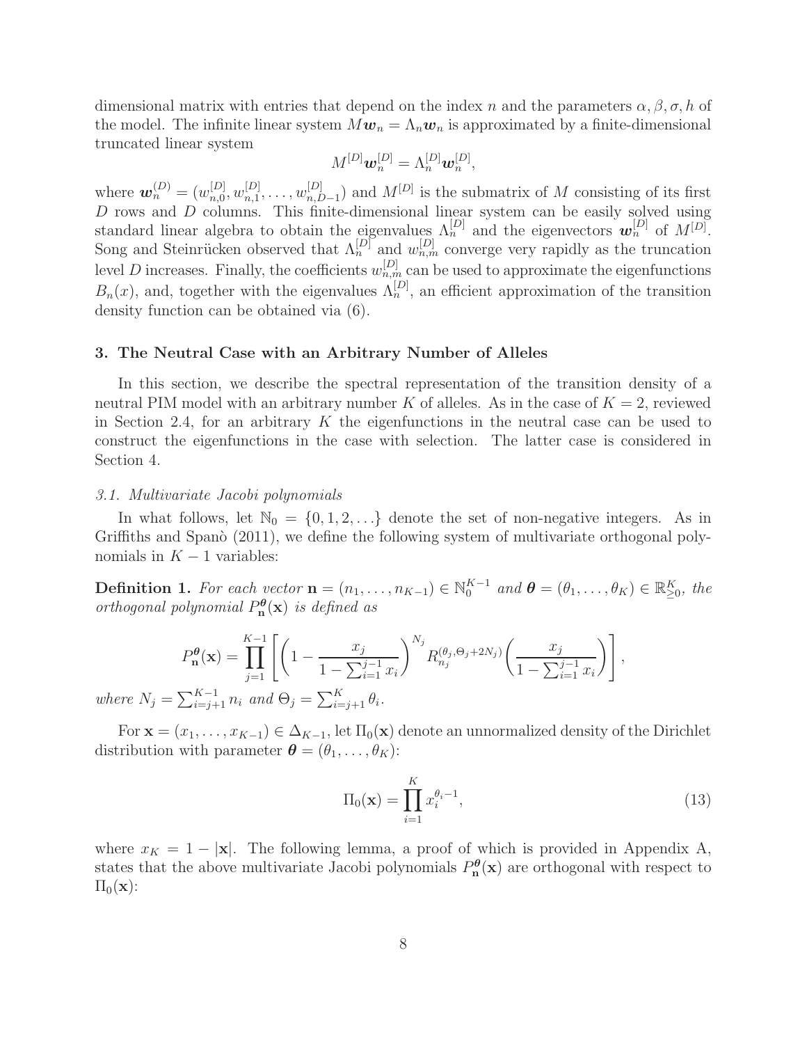dimensional matrix with entries that depend on the index $n$ and the parameters $\alpha, \beta, \sigma, h$ of the model. The infinite linear system $M\boldsymbol{w}_n = \Lambda_n \boldsymbol{w}_n$ is approximated by a finite-dimensional truncated linear system

$$M^{[D]}\boldsymbol{w}_n^{[D]} = \Lambda_n^{[D]}\boldsymbol{w}_n^{[D]},$$

where $\boldsymbol{w}_n^{(D)} = (w_{n,0}^{[D]}, w_{n,1}^{[D]}, \ldots, w_{n,D-1}^{[D]})$ and $M^{[D]}$ is the submatrix of $M$ consisting of its first $D$ rows and $D$ columns. This finite-dimensional linear system can be easily solved using standard linear algebra to obtain the eigenvalues $\Lambda_n^{[D]}$ and the eigenvectors $\boldsymbol{w}_n^{[D]}$ of $M^{[D]}$. Song and Steinrücken observed that $\Lambda_n^{[D]}$ and $w_{n,m}^{[D]}$ converge very rapidly as the truncation level $D$ increases. Finally, the coefficients $w_{n,m}^{[D]}$ can be used to approximate the eigenfunctions $B_n(x)$, and, together with the eigenvalues $\Lambda_n^{[D]}$, an efficient approximation of the transition density function can be obtained via (6).

### 3. The Neutral Case with an Arbitrary Number of Alleles

In this section, we describe the spectral representation of the transition density of a neutral PIM model with an arbitrary number $K$ of alleles. As in the case of $K = 2$, reviewed in Section 2.4, for an arbitrary $K$ the eigenfunctions in the neutral case can be used to construct the eigenfunctions in the case with selection. The latter case is considered in Section 4.

#### *3.1. Multivariate Jacobi polynomials*

In what follows, let $\mathbb{N}_0 = \{0, 1, 2, \ldots\}$ denote the set of non-negative integers. As in Griffiths and Spanò (2011), we define the following system of multivariate orthogonal polynomials in $K-1$ variables:

**Definition 1.** *For each vector* $\mathbf{n} = (n_1, \ldots, n_{K-1}) \in \mathbb{N}_0^{K-1}$ *and* $\boldsymbol{\theta} = (\theta_1, \ldots, \theta_K) \in \mathbb{R}_{\geq 0}^K$, *the orthogonal polynomial* $P_{\mathbf{n}}^{\boldsymbol{\theta}}(\mathbf{x})$ *is defined as*

$$P_{\mathbf{n}}^{\boldsymbol{\theta}}(\mathbf{x}) = \prod_{j=1}^{K-1} \left[ \left(1 - \frac{x_j}{1 - \sum_{i=1}^{j-1} x_i}\right)^{N_j} R_{n_j}^{(\theta_j, \Theta_j + 2N_j)}\left(\frac{x_j}{1 - \sum_{i=1}^{j-1} x_i}\right) \right],$$

*where* $N_j = \sum_{i=j+1}^{K-1} n_i$ *and* $\Theta_j = \sum_{i=j+1}^{K} \theta_i$.

For $\mathbf{x} = (x_1, \ldots, x_{K-1}) \in \Delta_{K-1}$, let $\Pi_0(\mathbf{x})$ denote an unnormalized density of the Dirichlet distribution with parameter $\boldsymbol{\theta} = (\theta_1, \ldots, \theta_K)$:

$$\Pi_0(\mathbf{x}) = \prod_{i=1}^{K} x_i^{\theta_i - 1}, \tag{13}$$

where $x_K = 1 - |\mathbf{x}|$. The following lemma, a proof of which is provided in Appendix A, states that the above multivariate Jacobi polynomials $P_{\mathbf{n}}^{\boldsymbol{\theta}}(\mathbf{x})$ are orthogonal with respect to $\Pi_0(\mathbf{x})$: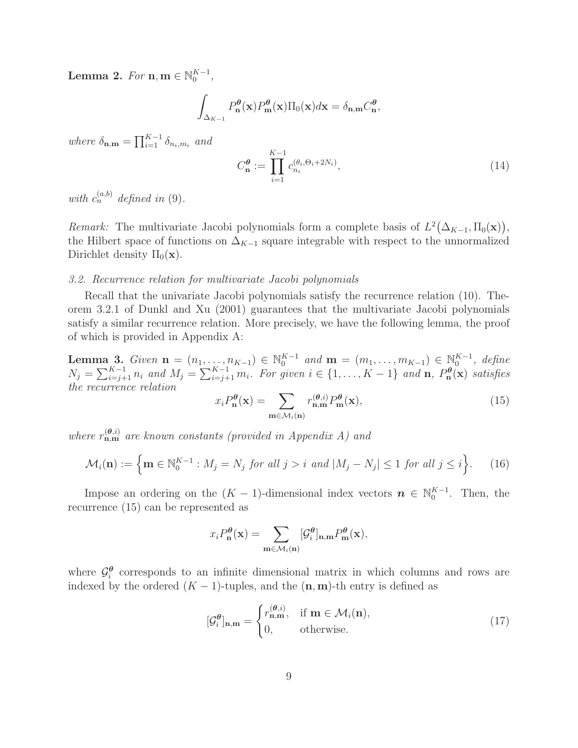**Lemma 2.** *For* $\mathbf{n}, \mathbf{m} \in \mathbb{N}_0^{K-1}$,

$$\int_{\Delta_{K-1}} P_{\mathbf{n}}^{\boldsymbol{\theta}}(\mathbf{x}) P_{\mathbf{m}}^{\boldsymbol{\theta}}(\mathbf{x}) \Pi_0(\mathbf{x}) d\mathbf{x} = \delta_{\mathbf{n},\mathbf{m}} C_{\mathbf{n}}^{\boldsymbol{\theta}},$$

*where* $\delta_{\mathbf{n},\mathbf{m}} = \prod_{i=1}^{K-1} \delta_{n_i,m_i}$ *and*

$$C_{\mathbf{n}}^{\boldsymbol{\theta}} := \prod_{i=1}^{K-1} c_{n_i}^{(\theta_i, \Theta_i + 2N_i)}, \tag{14}$$

*with* $c_n^{(a,b)}$ *defined in* (9).

*Remark:* The multivariate Jacobi polynomials form a complete basis of $L^2\big(\Delta_{K-1}, \Pi_0(\mathbf{x})\big)$, the Hilbert space of functions on $\Delta_{K-1}$ square integrable with respect to the unnormalized Dirichlet density $\Pi_0(\mathbf{x})$.

### *3.2. Recurrence relation for multivariate Jacobi polynomials*

Recall that the univariate Jacobi polynomials satisfy the recurrence relation (10). Theorem 3.2.1 of Dunkl and Xu (2001) guarantees that the multivariate Jacobi polynomials satisfy a similar recurrence relation. More precisely, we have the following lemma, the proof of which is provided in Appendix A:

**Lemma 3.** *Given* $\mathbf{n} = (n_1, \ldots, n_{K-1}) \in \mathbb{N}_0^{K-1}$ *and* $\mathbf{m} = (m_1, \ldots, m_{K-1}) \in \mathbb{N}_0^{K-1}$, *define* $N_j = \sum_{i=j+1}^{K-1} n_i$ *and* $M_j = \sum_{i=j+1}^{K-1} m_i$. *For given* $i \in \{1, \ldots, K-1\}$ *and* $\mathbf{n}$, $P_{\mathbf{n}}^{\boldsymbol{\theta}}(\mathbf{x})$ *satisfies the recurrence relation*

$$x_i P_{\mathbf{n}}^{\boldsymbol{\theta}}(\mathbf{x}) = \sum_{\mathbf{m} \in \mathcal{M}_i(\mathbf{n})} r_{\mathbf{n},\mathbf{m}}^{(\boldsymbol{\theta},i)} P_{\mathbf{m}}^{\boldsymbol{\theta}}(\mathbf{x}), \tag{15}$$

*where* $r_{\mathbf{n},\mathbf{m}}^{(\boldsymbol{\theta},i)}$ *are known constants (provided in Appendix A) and*

$$\mathcal{M}_i(\mathbf{n}) := \Big\{ \mathbf{m} \in \mathbb{N}_0^{K-1} : M_j = N_j \textit{ for all } j > i \textit{ and } |M_j - N_j| \leq 1 \textit{ for all } j \leq i \Big\}. \tag{16}$$

Impose an ordering on the $(K-1)$-dimensional index vectors $\boldsymbol{n} \in \mathbb{N}_0^{K-1}$. Then, the recurrence (15) can be represented as

$$x_i P_{\mathbf{n}}^{\boldsymbol{\theta}}(\mathbf{x}) = \sum_{\mathbf{m} \in \mathcal{M}_i(\mathbf{n})} [\mathcal{G}_i^{\boldsymbol{\theta}}]_{\mathbf{n},\mathbf{m}} P_{\mathbf{m}}^{\boldsymbol{\theta}}(\mathbf{x}),$$

where $\mathcal{G}_i^{\boldsymbol{\theta}}$ corresponds to an infinite dimensional matrix in which columns and rows are indexed by the ordered $(K-1)$-tuples, and the $(\mathbf{n}, \mathbf{m})$-th entry is defined as

$$[\mathcal{G}_i^{\boldsymbol{\theta}}]_{\mathbf{n},\mathbf{m}} = \begin{cases} r_{\mathbf{n},\mathbf{m}}^{(\boldsymbol{\theta},i)}, & \text{if } \mathbf{m} \in \mathcal{M}_i(\mathbf{n}), \\ 0, & \text{otherwise.} \end{cases} \tag{17}$$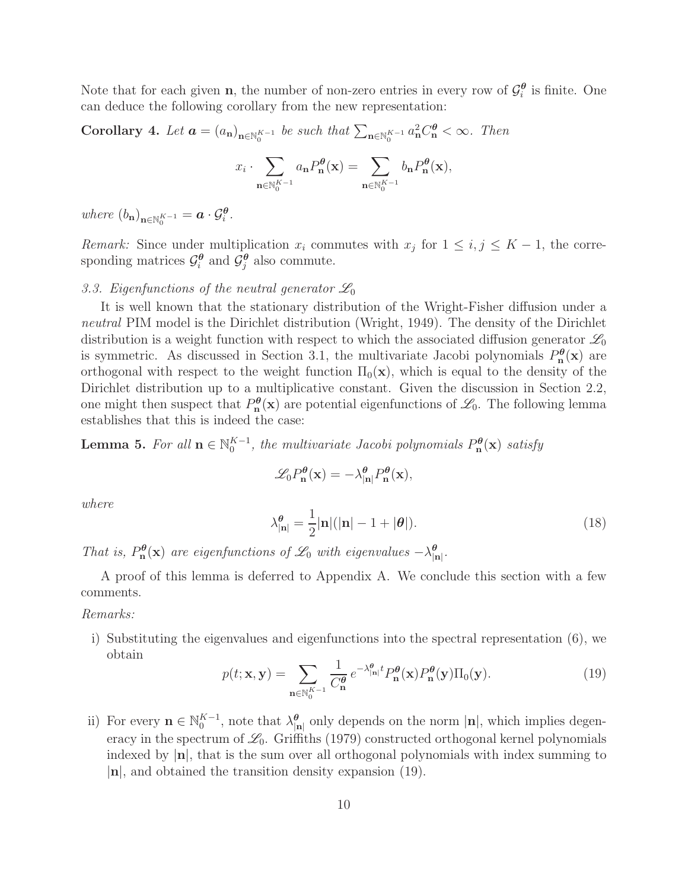Note that for each given $\mathbf{n}$, the number of non-zero entries in every row of $\mathcal{G}_i^{\boldsymbol{\theta}}$ is finite. One can deduce the following corollary from the new representation:

**Corollary 4.** *Let $\boldsymbol{a} = (a_{\mathbf{n}})_{\mathbf{n}\in\mathbb{N}_0^{K-1}}$ be such that $\sum_{\mathbf{n}\in\mathbb{N}_0^{K-1}} a_{\mathbf{n}}^2 C_{\mathbf{n}}^{\boldsymbol{\theta}} < \infty$. Then*

$$x_i \cdot \sum_{\mathbf{n}\in\mathbb{N}_0^{K-1}} a_{\mathbf{n}} P_{\mathbf{n}}^{\boldsymbol{\theta}}(\mathbf{x}) = \sum_{\mathbf{n}\in\mathbb{N}_0^{K-1}} b_{\mathbf{n}} P_{\mathbf{n}}^{\boldsymbol{\theta}}(\mathbf{x}),$$

*where $(b_{\mathbf{n}})_{\mathbf{n}\in\mathbb{N}_0^{K-1}} = \boldsymbol{a}\cdot\mathcal{G}_i^{\boldsymbol{\theta}}$.*

*Remark:* Since under multiplication $x_i$ commutes with $x_j$ for $1 \le i, j \le K-1$, the corresponding matrices $\mathcal{G}_i^{\boldsymbol{\theta}}$ and $\mathcal{G}_j^{\boldsymbol{\theta}}$ also commute.

### *3.3. Eigenfunctions of the neutral generator $\mathscr{L}_0$*

It is well known that the stationary distribution of the Wright-Fisher diffusion under a *neutral* PIM model is the Dirichlet distribution (Wright, 1949). The density of the Dirichlet distribution is a weight function with respect to which the associated diffusion generator $\mathscr{L}_0$ is symmetric. As discussed in Section 3.1, the multivariate Jacobi polynomials $P_{\mathbf{n}}^{\boldsymbol{\theta}}(\mathbf{x})$ are orthogonal with respect to the weight function $\Pi_0(\mathbf{x})$, which is equal to the density of the Dirichlet distribution up to a multiplicative constant. Given the discussion in Section 2.2, one might then suspect that $P_{\mathbf{n}}^{\boldsymbol{\theta}}(\mathbf{x})$ are potential eigenfunctions of $\mathscr{L}_0$. The following lemma establishes that this is indeed the case:

**Lemma 5.** *For all $\mathbf{n}\in\mathbb{N}_0^{K-1}$, the multivariate Jacobi polynomials $P_{\mathbf{n}}^{\boldsymbol{\theta}}(\mathbf{x})$ satisfy*

$$\mathscr{L}_0 P_{\mathbf{n}}^{\boldsymbol{\theta}}(\mathbf{x}) = -\lambda_{|\mathbf{n}|}^{\boldsymbol{\theta}} P_{\mathbf{n}}^{\boldsymbol{\theta}}(\mathbf{x}),$$

*where*

$$\lambda_{|\mathbf{n}|}^{\boldsymbol{\theta}} = \frac{1}{2}|\mathbf{n}|(|\mathbf{n}| - 1 + |\boldsymbol{\theta}|). \tag{18}$$

*That is, $P_{\mathbf{n}}^{\boldsymbol{\theta}}(\mathbf{x})$ are eigenfunctions of $\mathscr{L}_0$ with eigenvalues $-\lambda_{|\mathbf{n}|}^{\boldsymbol{\theta}}$.*

A proof of this lemma is deferred to Appendix A. We conclude this section with a few comments.

*Remarks:*

i) Substituting the eigenvalues and eigenfunctions into the spectral representation (6), we obtain

$$p(t;\mathbf{x},\mathbf{y}) = \sum_{\mathbf{n}\in\mathbb{N}_0^{K-1}} \frac{1}{C_{\mathbf{n}}^{\boldsymbol{\theta}}} e^{-\lambda_{|\mathbf{n}|}^{\boldsymbol{\theta}} t} P_{\mathbf{n}}^{\boldsymbol{\theta}}(\mathbf{x}) P_{\mathbf{n}}^{\boldsymbol{\theta}}(\mathbf{y}) \Pi_0(\mathbf{y}). \tag{19}$$

ii) For every $\mathbf{n}\in\mathbb{N}_0^{K-1}$, note that $\lambda_{|\mathbf{n}|}^{\boldsymbol{\theta}}$ only depends on the norm $|\mathbf{n}|$, which implies degeneracy in the spectrum of $\mathscr{L}_0$. Griffiths (1979) constructed orthogonal kernel polynomials indexed by $|\mathbf{n}|$, that is the sum over all orthogonal polynomials with index summing to $|\mathbf{n}|$, and obtained the transition density expansion (19).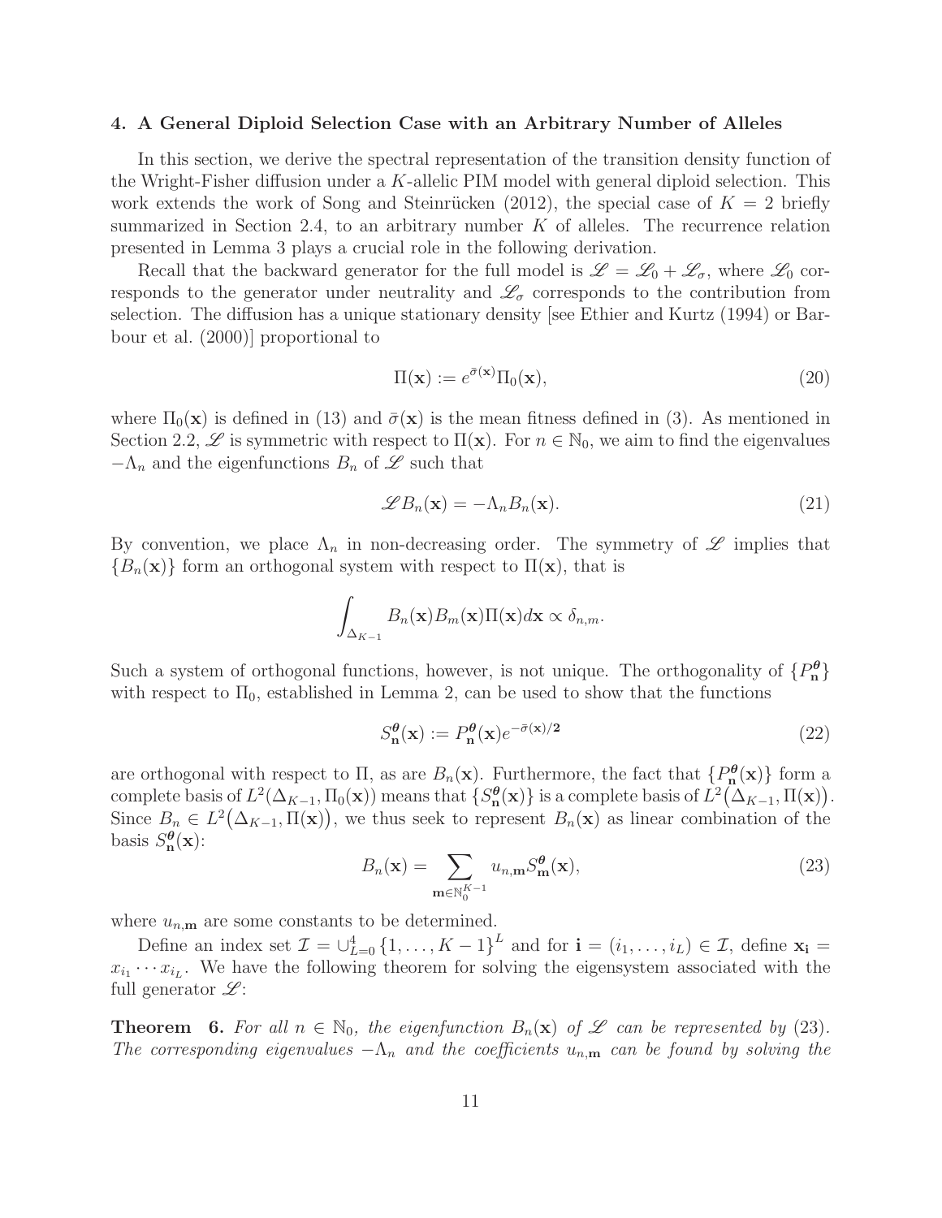## 4. A General Diploid Selection Case with an Arbitrary Number of Alleles

In this section, we derive the spectral representation of the transition density function of the Wright-Fisher diffusion under a $K$-allelic PIM model with general diploid selection. This work extends the work of Song and Steinrücken (2012), the special case of $K = 2$ briefly summarized in Section 2.4, to an arbitrary number $K$ of alleles. The recurrence relation presented in Lemma 3 plays a crucial role in the following derivation.

Recall that the backward generator for the full model is $\mathscr{L} = \mathscr{L}_0 + \mathscr{L}_\sigma$, where $\mathscr{L}_0$ corresponds to the generator under neutrality and $\mathscr{L}_\sigma$ corresponds to the contribution from selection. The diffusion has a unique stationary density [see Ethier and Kurtz (1994) or Barbour et al. (2000)] proportional to

$$\Pi(\mathbf{x}) := e^{\bar{\sigma}(\mathbf{x})}\Pi_0(\mathbf{x}), \tag{20}$$

where $\Pi_0(\mathbf{x})$ is defined in (13) and $\bar{\sigma}(\mathbf{x})$ is the mean fitness defined in (3). As mentioned in Section 2.2, $\mathscr{L}$ is symmetric with respect to $\Pi(\mathbf{x})$. For $n \in \mathbb{N}_0$, we aim to find the eigenvalues $-\Lambda_n$ and the eigenfunctions $B_n$ of $\mathscr{L}$ such that

$$\mathscr{L}B_n(\mathbf{x}) = -\Lambda_n B_n(\mathbf{x}). \tag{21}$$

By convention, we place $\Lambda_n$ in non-decreasing order. The symmetry of $\mathscr{L}$ implies that $\{B_n(\mathbf{x})\}$ form an orthogonal system with respect to $\Pi(\mathbf{x})$, that is

$$\int_{\Delta_{K-1}} B_n(\mathbf{x})B_m(\mathbf{x})\Pi(\mathbf{x})d\mathbf{x} \propto \delta_{n,m}.$$

Such a system of orthogonal functions, however, is not unique. The orthogonality of $\{P^{\boldsymbol{\theta}}_{\mathbf{n}}\}$ with respect to $\Pi_0$, established in Lemma 2, can be used to show that the functions

$$S^{\boldsymbol{\theta}}_{\mathbf{n}}(\mathbf{x}) := P^{\boldsymbol{\theta}}_{\mathbf{n}}(\mathbf{x})e^{-\bar{\sigma}(\mathbf{x})/2} \tag{22}$$

are orthogonal with respect to $\Pi$, as are $B_n(\mathbf{x})$. Furthermore, the fact that $\{P^{\boldsymbol{\theta}}_{\mathbf{n}}(\mathbf{x})\}$ form a complete basis of $L^2(\Delta_{K-1}, \Pi_0(\mathbf{x}))$ means that $\{S^{\boldsymbol{\theta}}_{\mathbf{n}}(\mathbf{x})\}$ is a complete basis of $L^2\big(\Delta_{K-1}, \Pi(\mathbf{x})\big)$. Since $B_n \in L^2\big(\Delta_{K-1}, \Pi(\mathbf{x})\big)$, we thus seek to represent $B_n(\mathbf{x})$ as linear combination of the basis $S^{\boldsymbol{\theta}}_{\mathbf{n}}(\mathbf{x})$:

$$B_n(\mathbf{x}) = \sum_{\mathbf{m}\in\mathbb{N}_0^{K-1}} u_{n,\mathbf{m}} S^{\boldsymbol{\theta}}_{\mathbf{m}}(\mathbf{x}), \tag{23}$$

where $u_{n,\mathbf{m}}$ are some constants to be determined.

Define an index set $\mathcal{I} = \cup_{L=0}^{4}\{1,\ldots,K-1\}^L$ and for $\mathbf{i} = (i_1,\ldots,i_L) \in \mathcal{I}$, define $\mathbf{x}_{\mathbf{i}} = x_{i_1}\cdots x_{i_L}$. We have the following theorem for solving the eigensystem associated with the full generator $\mathscr{L}$:

**Theorem 6.** *For all $n \in \mathbb{N}_0$, the eigenfunction $B_n(\mathbf{x})$ of $\mathscr{L}$ can be represented by (23). The corresponding eigenvalues $-\Lambda_n$ and the coefficients $u_{n,\mathbf{m}}$ can be found by solving the*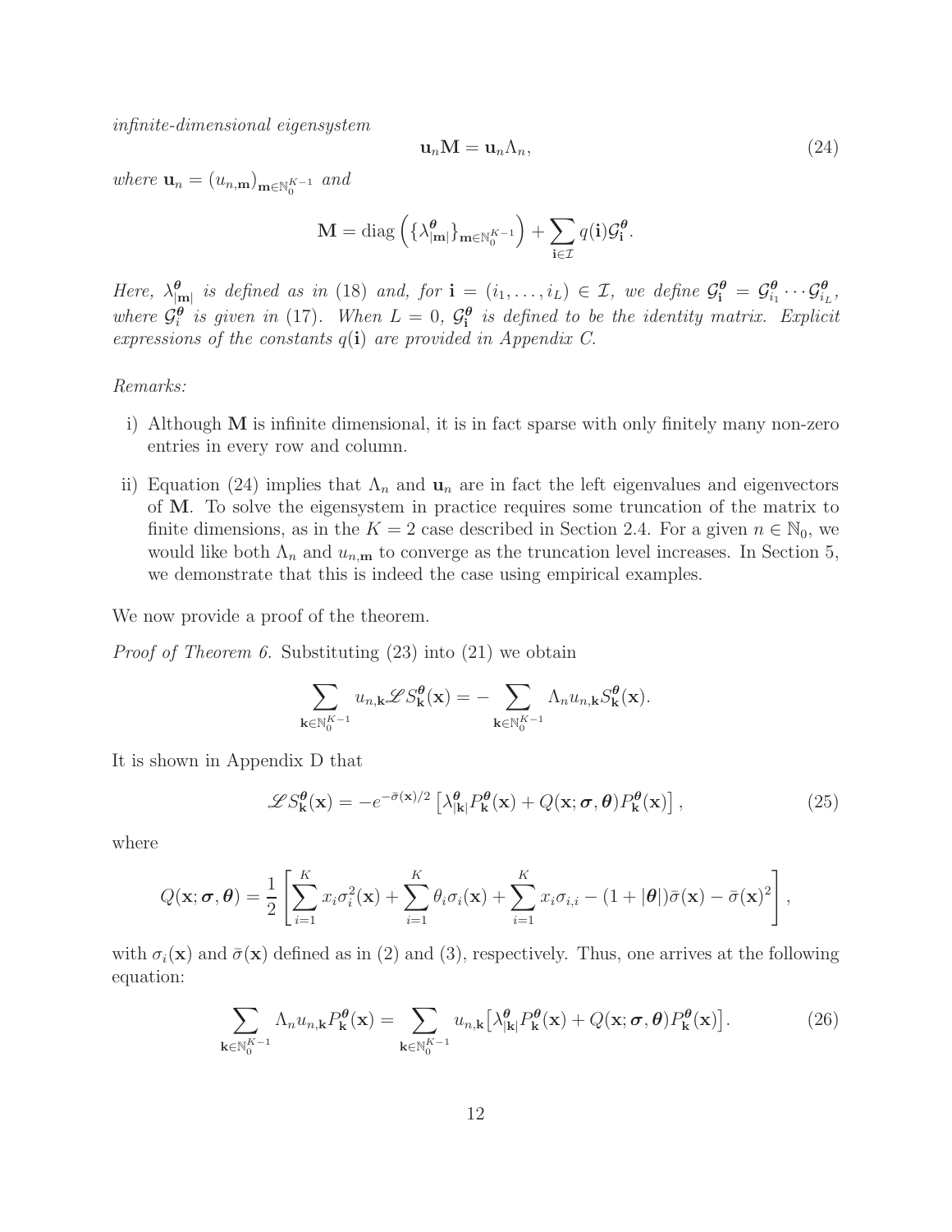*infinite-dimensional eigensystem*

$$\mathbf{u}_n \mathbf{M} = \mathbf{u}_n \Lambda_n, \tag{24}$$

*where* $\mathbf{u}_n = (u_{n,\mathbf{m}})_{\mathbf{m}\in\mathbb{N}_0^{K-1}}$ *and*

$$\mathbf{M} = \operatorname{diag}\left(\{\lambda^{\boldsymbol{\theta}}_{|\mathbf{m}|}\}_{\mathbf{m}\in\mathbb{N}_0^{K-1}}\right) + \sum_{\mathbf{i}\in\mathcal{I}} q(\mathbf{i})\mathcal{G}^{\boldsymbol{\theta}}_{\mathbf{i}}.$$

*Here,* $\lambda^{\boldsymbol{\theta}}_{|\mathbf{m}|}$ *is defined as in* (18) *and, for* $\mathbf{i} = (i_1, \ldots, i_L) \in \mathcal{I}$*, we define* $\mathcal{G}^{\boldsymbol{\theta}}_{\mathbf{i}} = \mathcal{G}^{\boldsymbol{\theta}}_{i_1} \cdots \mathcal{G}^{\boldsymbol{\theta}}_{i_L}$*, where* $\mathcal{G}^{\boldsymbol{\theta}}_i$ *is given in* (17)*. When* $L = 0$*,* $\mathcal{G}^{\boldsymbol{\theta}}_{\mathbf{i}}$ *is defined to be the identity matrix. Explicit expressions of the constants* $q(\mathbf{i})$ *are provided in Appendix C.*

*Remarks:*

i) Although $\mathbf{M}$ is infinite dimensional, it is in fact sparse with only finitely many non-zero entries in every row and column.

ii) Equation (24) implies that $\Lambda_n$ and $\mathbf{u}_n$ are in fact the left eigenvalues and eigenvectors of $\mathbf{M}$. To solve the eigensystem in practice requires some truncation of the matrix to finite dimensions, as in the $K = 2$ case described in Section 2.4. For a given $n \in \mathbb{N}_0$, we would like both $\Lambda_n$ and $u_{n,\mathbf{m}}$ to converge as the truncation level increases. In Section 5, we demonstrate that this is indeed the case using empirical examples.

We now provide a proof of the theorem.

*Proof of Theorem 6.* Substituting (23) into (21) we obtain

$$\sum_{\mathbf{k}\in\mathbb{N}_0^{K-1}} u_{n,\mathbf{k}} \mathscr{L} S^{\boldsymbol{\theta}}_{\mathbf{k}}(\mathbf{x}) = -\sum_{\mathbf{k}\in\mathbb{N}_0^{K-1}} \Lambda_n u_{n,\mathbf{k}} S^{\boldsymbol{\theta}}_{\mathbf{k}}(\mathbf{x}).$$

It is shown in Appendix D that

$$\mathscr{L} S^{\boldsymbol{\theta}}_{\mathbf{k}}(\mathbf{x}) = -e^{-\bar{\sigma}(\mathbf{x})/2}\left[\lambda^{\boldsymbol{\theta}}_{|\mathbf{k}|} P^{\boldsymbol{\theta}}_{\mathbf{k}}(\mathbf{x}) + Q(\mathbf{x};\boldsymbol{\sigma},\boldsymbol{\theta}) P^{\boldsymbol{\theta}}_{\mathbf{k}}(\mathbf{x})\right], \tag{25}$$

where

$$Q(\mathbf{x};\boldsymbol{\sigma},\boldsymbol{\theta}) = \frac{1}{2}\left[\sum_{i=1}^{K} x_i \sigma_i^2(\mathbf{x}) + \sum_{i=1}^{K} \theta_i \sigma_i(\mathbf{x}) + \sum_{i=1}^{K} x_i \sigma_{i,i} - (1 + |\boldsymbol{\theta}|)\bar{\sigma}(\mathbf{x}) - \bar{\sigma}(\mathbf{x})^2\right],$$

with $\sigma_i(\mathbf{x})$ and $\bar{\sigma}(\mathbf{x})$ defined as in (2) and (3), respectively. Thus, one arrives at the following equation:

$$\sum_{\mathbf{k}\in\mathbb{N}_0^{K-1}} \Lambda_n u_{n,\mathbf{k}} P^{\boldsymbol{\theta}}_{\mathbf{k}}(\mathbf{x}) = \sum_{\mathbf{k}\in\mathbb{N}_0^{K-1}} u_{n,\mathbf{k}}\left[\lambda^{\boldsymbol{\theta}}_{|\mathbf{k}|} P^{\boldsymbol{\theta}}_{\mathbf{k}}(\mathbf{x}) + Q(\mathbf{x};\boldsymbol{\sigma},\boldsymbol{\theta}) P^{\boldsymbol{\theta}}_{\mathbf{k}}(\mathbf{x})\right]. \tag{26}$$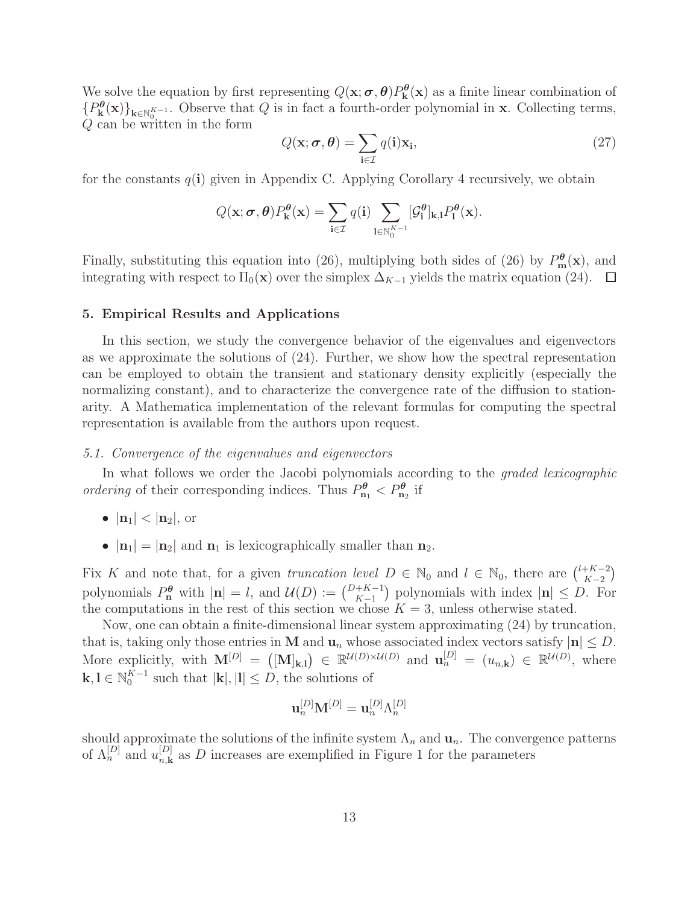We solve the equation by first representing $Q(\mathbf{x};\boldsymbol{\sigma},\boldsymbol{\theta})P^{\boldsymbol{\theta}}_{\mathbf{k}}(\mathbf{x})$ as a finite linear combination of $\{P^{\boldsymbol{\theta}}_{\mathbf{k}}(\mathbf{x})\}_{\mathbf{k}\in\mathbb{N}_0^{K-1}}$. Observe that $Q$ is in fact a fourth-order polynomial in $\mathbf{x}$. Collecting terms, $Q$ can be written in the form

$$Q(\mathbf{x};\boldsymbol{\sigma},\boldsymbol{\theta}) = \sum_{\mathbf{i}\in\mathcal{I}} q(\mathbf{i})\mathbf{x}_{\mathbf{i}}, \tag{27}$$

for the constants $q(\mathbf{i})$ given in Appendix C. Applying Corollary 4 recursively, we obtain

$$Q(\mathbf{x};\boldsymbol{\sigma},\boldsymbol{\theta})P^{\boldsymbol{\theta}}_{\mathbf{k}}(\mathbf{x}) = \sum_{\mathbf{i}\in\mathcal{I}} q(\mathbf{i}) \sum_{\mathbf{l}\in\mathbb{N}_0^{K-1}} [\mathcal{G}^{\boldsymbol{\theta}}_{\mathbf{i}}]_{\mathbf{k},\mathbf{l}} P^{\boldsymbol{\theta}}_{\mathbf{l}}(\mathbf{x}).$$

Finally, substituting this equation into (26), multiplying both sides of (26) by $P^{\boldsymbol{\theta}}_{\mathbf{m}}(\mathbf{x})$, and integrating with respect to $\Pi_0(\mathbf{x})$ over the simplex $\Delta_{K-1}$ yields the matrix equation (24). □

## 5. Empirical Results and Applications

In this section, we study the convergence behavior of the eigenvalues and eigenvectors as we approximate the solutions of (24). Further, we show how the spectral representation can be employed to obtain the transient and stationary density explicitly (especially the normalizing constant), and to characterize the convergence rate of the diffusion to stationarity. A Mathematica implementation of the relevant formulas for computing the spectral representation is available from the authors upon request.

### 5.1. Convergence of the eigenvalues and eigenvectors

In what follows we order the Jacobi polynomials according to the *graded lexicographic ordering* of their corresponding indices. Thus $P^{\boldsymbol{\theta}}_{\mathbf{n}_1} < P^{\boldsymbol{\theta}}_{\mathbf{n}_2}$ if

- $|\mathbf{n}_1| < |\mathbf{n}_2|$, or
- $|\mathbf{n}_1| = |\mathbf{n}_2|$ and $\mathbf{n}_1$ is lexicographically smaller than $\mathbf{n}_2$.

Fix $K$ and note that, for a given *truncation level* $D \in \mathbb{N}_0$ and $l \in \mathbb{N}_0$, there are $\binom{l+K-2}{K-2}$ polynomials $P^{\boldsymbol{\theta}}_{\mathbf{n}}$ with $|\mathbf{n}| = l$, and $\mathcal{U}(D) := \binom{D+K-1}{K-1}$ polynomials with index $|\mathbf{n}| \leq D$. For the computations in the rest of this section we chose $K = 3$, unless otherwise stated.

Now, one can obtain a finite-dimensional linear system approximating (24) by truncation, that is, taking only those entries in $\mathbf{M}$ and $\mathbf{u}_n$ whose associated index vectors satisfy $|\mathbf{n}| \leq D$. More explicitly, with $\mathbf{M}^{[D]} = \left([\mathbf{M}]_{\mathbf{k},\mathbf{l}}\right) \in \mathbb{R}^{\mathcal{U}(D)\times\mathcal{U}(D)}$ and $\mathbf{u}^{[D]}_n = (u_{n,\mathbf{k}}) \in \mathbb{R}^{\mathcal{U}(D)}$, where $\mathbf{k},\mathbf{l} \in \mathbb{N}_0^{K-1}$ such that $|\mathbf{k}|, |\mathbf{l}| \leq D$, the solutions of

$$\mathbf{u}^{[D]}_n \mathbf{M}^{[D]} = \mathbf{u}^{[D]}_n \Lambda^{[D]}_n$$

should approximate the solutions of the infinite system $\Lambda_n$ and $\mathbf{u}_n$. The convergence patterns of $\Lambda^{[D]}_n$ and $u^{[D]}_{n,\mathbf{k}}$ as $D$ increases are exemplified in Figure 1 for the parameters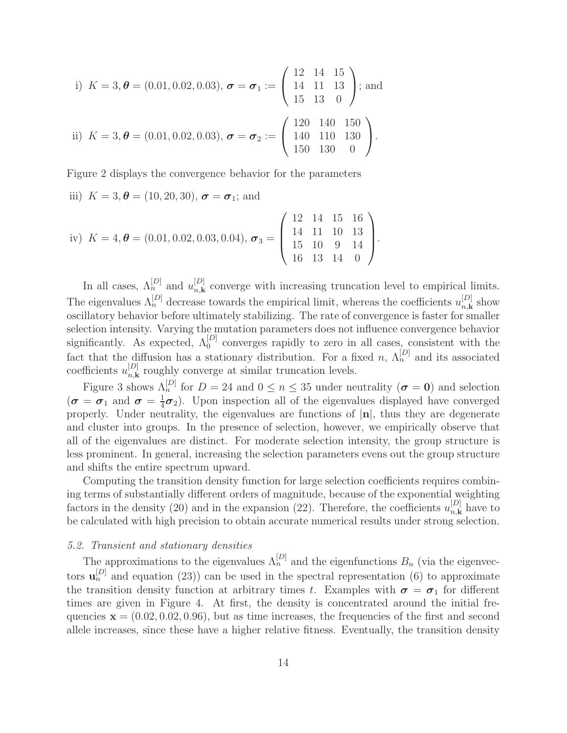i) $K = 3, \boldsymbol{\theta} = (0.01, 0.02, 0.03)$, $\boldsymbol{\sigma} = \boldsymbol{\sigma}_1 := \begin{pmatrix} 12 & 14 & 15 \\ 14 & 11 & 13 \\ 15 & 13 & 0 \end{pmatrix}$; and

ii) $K = 3, \boldsymbol{\theta} = (0.01, 0.02, 0.03)$, $\boldsymbol{\sigma} = \boldsymbol{\sigma}_2 := \begin{pmatrix} 120 & 140 & 150 \\ 140 & 110 & 130 \\ 150 & 130 & 0 \end{pmatrix}$.

Figure 2 displays the convergence behavior for the parameters

iii) $K = 3, \boldsymbol{\theta} = (10, 20, 30)$, $\boldsymbol{\sigma} = \boldsymbol{\sigma}_1$; and

iv) $K = 4, \boldsymbol{\theta} = (0.01, 0.02, 0.03, 0.04)$, $\boldsymbol{\sigma}_3 = \begin{pmatrix} 12 & 14 & 15 & 16 \\ 14 & 11 & 10 & 13 \\ 15 & 10 & 9 & 14 \\ 16 & 13 & 14 & 0 \end{pmatrix}$.

In all cases, $\Lambda_n^{[D]}$ and $u_{n,\mathbf{k}}^{[D]}$ converge with increasing truncation level to empirical limits. The eigenvalues $\Lambda_n^{[D]}$ decrease towards the empirical limit, whereas the coefficients $u_{n,\mathbf{k}}^{[D]}$ show oscillatory behavior before ultimately stabilizing. The rate of convergence is faster for smaller selection intensity. Varying the mutation parameters does not influence convergence behavior significantly. As expected, $\Lambda_0^{[D]}$ converges rapidly to zero in all cases, consistent with the fact that the diffusion has a stationary distribution. For a fixed $n$, $\Lambda_n^{[D]}$ and its associated coefficients $u_{n,\mathbf{k}}^{[D]}$ roughly converge at similar truncation levels.

Figure 3 shows $\Lambda_n^{[D]}$ for $D = 24$ and $0 \le n \le 35$ under neutrality ($\boldsymbol{\sigma} = \mathbf{0}$) and selection ($\boldsymbol{\sigma} = \boldsymbol{\sigma}_1$ and $\boldsymbol{\sigma} = \frac{1}{4}\boldsymbol{\sigma}_2$). Upon inspection all of the eigenvalues displayed have converged properly. Under neutrality, the eigenvalues are functions of $|\mathbf{n}|$, thus they are degenerate and cluster into groups. In the presence of selection, however, we empirically observe that all of the eigenvalues are distinct. For moderate selection intensity, the group structure is less prominent. In general, increasing the selection parameters evens out the group structure and shifts the entire spectrum upward.

Computing the transition density function for large selection coefficients requires combining terms of substantially different orders of magnitude, because of the exponential weighting factors in the density (20) and in the expansion (22). Therefore, the coefficients $u_{n,\mathbf{k}}^{[D]}$ have to be calculated with high precision to obtain accurate numerical results under strong selection.

### *5.2. Transient and stationary densities*

The approximations to the eigenvalues $\Lambda_n^{[D]}$ and the eigenfunctions $B_n$ (via the eigenvectors $\mathbf{u}_n^{[D]}$ and equation (23)) can be used in the spectral representation (6) to approximate the transition density function at arbitrary times $t$. Examples with $\boldsymbol{\sigma} = \boldsymbol{\sigma}_1$ for different times are given in Figure 4. At first, the density is concentrated around the initial frequencies $\mathbf{x} = (0.02, 0.02, 0.96)$, but as time increases, the frequencies of the first and second allele increases, since these have a higher relative fitness. Eventually, the transition density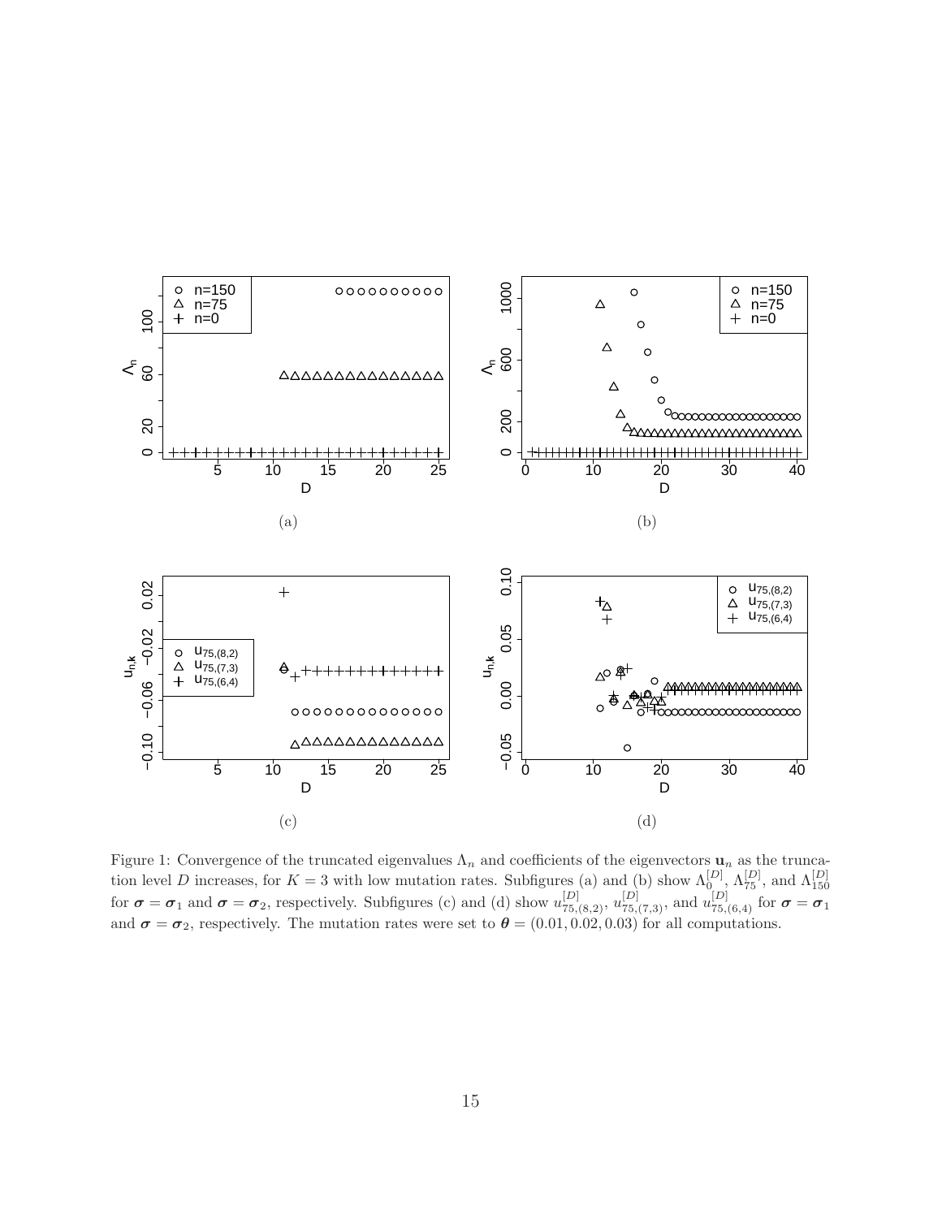(a)

(b)

(c)

(d)

Figure 1: Convergence of the truncated eigenvalues $\Lambda_n$ and coefficients of the eigenvectors $\mathbf{u}_n$ as the truncation level $D$ increases, for $K = 3$ with low mutation rates. Subfigures (a) and (b) show $\Lambda_0^{[D]}$, $\Lambda_{75}^{[D]}$, and $\Lambda_{150}^{[D]}$ for $\boldsymbol{\sigma} = \boldsymbol{\sigma}_1$ and $\boldsymbol{\sigma} = \boldsymbol{\sigma}_2$, respectively. Subfigures (c) and (d) show $u_{75,(8,2)}^{[D]}$, $u_{75,(7,3)}^{[D]}$, and $u_{75,(6,4)}^{[D]}$ for $\boldsymbol{\sigma} = \boldsymbol{\sigma}_1$ and $\boldsymbol{\sigma} = \boldsymbol{\sigma}_2$, respectively. The mutation rates were set to $\boldsymbol{\theta} = (0.01, 0.02, 0.03)$ for all computations.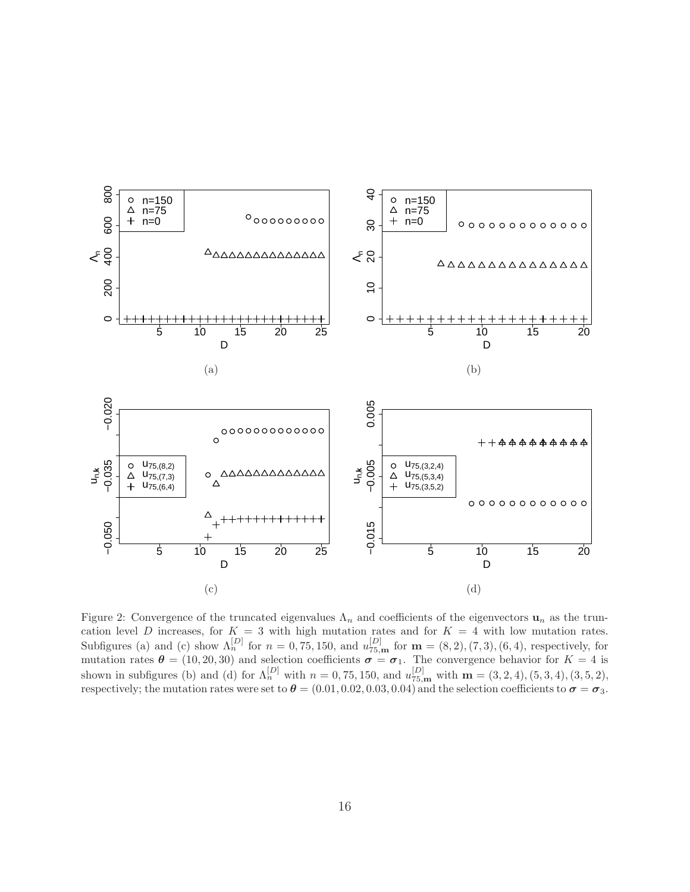(a)

(b)

(c)

(d)

Figure 2: Convergence of the truncated eigenvalues $\Lambda_n$ and coefficients of the eigenvectors $\mathbf{u}_n$ as the truncation level $D$ increases, for $K = 3$ with high mutation rates and for $K = 4$ with low mutation rates. Subfigures (a) and (c) show $\Lambda_n^{[D]}$ for $n = 0, 75, 150$, and $u_{75,\mathbf{m}}^{[D]}$ for $\mathbf{m} = (8, 2), (7, 3), (6, 4)$, respectively, for mutation rates $\boldsymbol{\theta} = (10, 20, 30)$ and selection coefficients $\boldsymbol{\sigma} = \boldsymbol{\sigma}_1$. The convergence behavior for $K = 4$ is shown in subfigures (b) and (d) for $\Lambda_n^{[D]}$ with $n = 0, 75, 150$, and $u_{75,\mathbf{m}}^{[D]}$ with $\mathbf{m} = (3, 2, 4), (5, 3, 4), (3, 5, 2)$, respectively; the mutation rates were set to $\boldsymbol{\theta} = (0.01, 0.02, 0.03, 0.04)$ and the selection coefficients to $\boldsymbol{\sigma} = \boldsymbol{\sigma}_3$.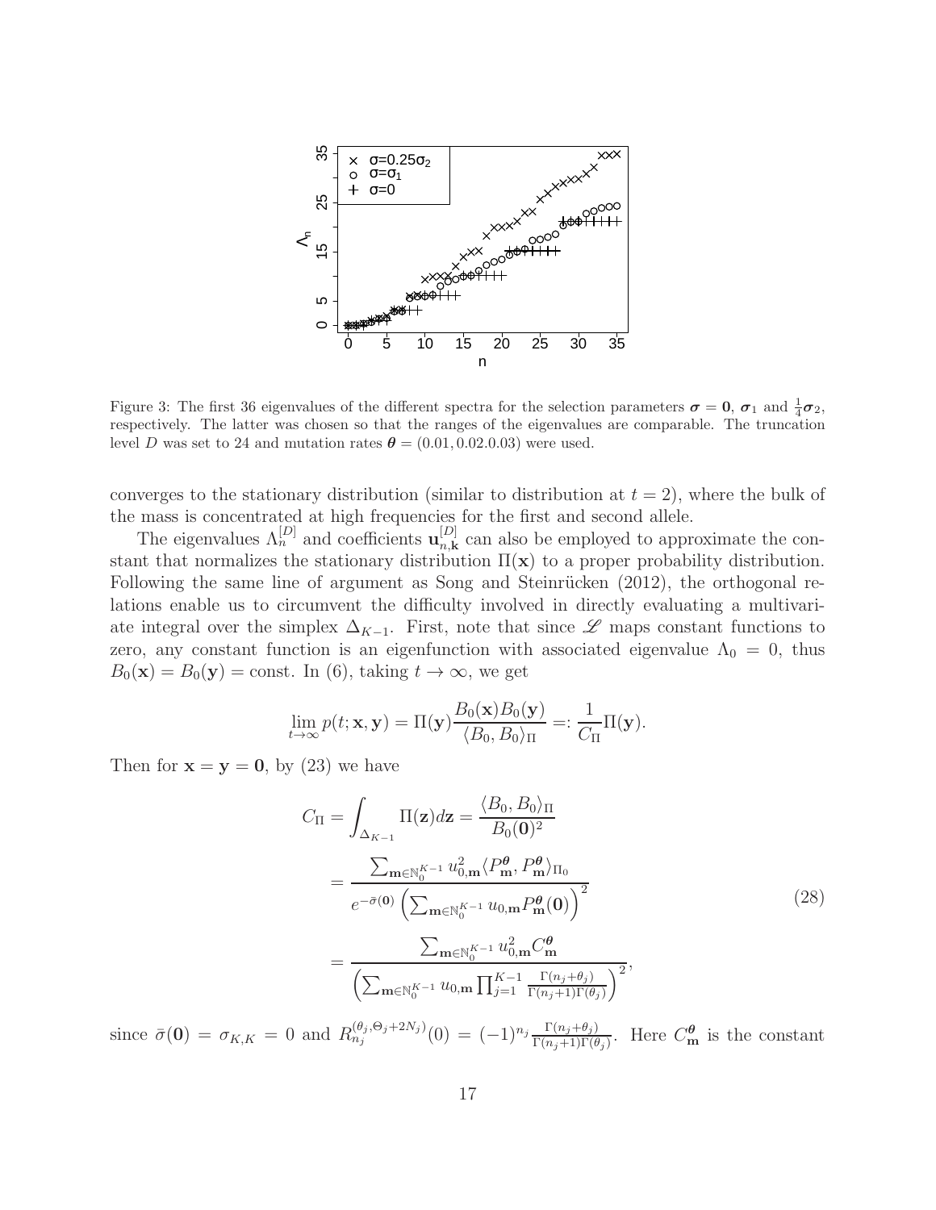Figure 3: The first 36 eigenvalues of the different spectra for the selection parameters $\boldsymbol{\sigma} = \mathbf{0}$, $\boldsymbol{\sigma}_1$ and $\frac{1}{4}\boldsymbol{\sigma}_2$, respectively. The latter was chosen so that the ranges of the eigenvalues are comparable. The truncation level $D$ was set to 24 and mutation rates $\boldsymbol{\theta} = (0.01, 0.02.0.03)$ were used.

converges to the stationary distribution (similar to distribution at $t = 2$), where the bulk of the mass is concentrated at high frequencies for the first and second allele.

The eigenvalues $\Lambda_n^{[D]}$ and coefficients $\mathbf{u}_{n,\mathbf{k}}^{[D]}$ can also be employed to approximate the constant that normalizes the stationary distribution $\Pi(\mathbf{x})$ to a proper probability distribution. Following the same line of argument as Song and Steinrücken (2012), the orthogonal relations enable us to circumvent the difficulty involved in directly evaluating a multivariate integral over the simplex $\Delta_{K-1}$. First, note that since $\mathscr{L}$ maps constant functions to zero, any constant function is an eigenfunction with associated eigenvalue $\Lambda_0 = 0$, thus $B_0(\mathbf{x}) = B_0(\mathbf{y}) = \text{const}$. In (6), taking $t \to \infty$, we get

$$\lim_{t\to\infty} p(t; \mathbf{x}, \mathbf{y}) = \Pi(\mathbf{y}) \frac{B_0(\mathbf{x})B_0(\mathbf{y})}{\langle B_0, B_0 \rangle_\Pi} =: \frac{1}{C_\Pi}\Pi(\mathbf{y}).$$

Then for $\mathbf{x} = \mathbf{y} = \mathbf{0}$, by (23) we have

$$\begin{aligned} C_\Pi = \int_{\Delta_{K-1}} \Pi(\mathbf{z}) d\mathbf{z} &= \frac{\langle B_0, B_0 \rangle_\Pi}{B_0(\mathbf{0})^2} \\ &= \frac{\sum_{\mathbf{m}\in\mathbb{N}_0^{K-1}} u_{0,\mathbf{m}}^2 \langle P_\mathbf{m}^{\boldsymbol{\theta}}, P_\mathbf{m}^{\boldsymbol{\theta}} \rangle_{\Pi_0}}{e^{-\bar{\sigma}(\mathbf{0})} \left( \sum_{\mathbf{m}\in\mathbb{N}_0^{K-1}} u_{0,\mathbf{m}} P_\mathbf{m}^{\boldsymbol{\theta}}(\mathbf{0}) \right)^2} \\ &= \frac{\sum_{\mathbf{m}\in\mathbb{N}_0^{K-1}} u_{0,\mathbf{m}}^2 C_\mathbf{m}^{\boldsymbol{\theta}}}{\left( \sum_{\mathbf{m}\in\mathbb{N}_0^{K-1}} u_{0,\mathbf{m}} \prod_{j=1}^{K-1} \frac{\Gamma(n_j+\theta_j)}{\Gamma(n_j+1)\Gamma(\theta_j)} \right)^2}, \end{aligned} \tag{28}$$

since $\bar{\sigma}(\mathbf{0}) = \sigma_{K,K} = 0$ and $R_{n_j}^{(\theta_j, \Theta_j + 2N_j)}(0) = (-1)^{n_j} \frac{\Gamma(n_j+\theta_j)}{\Gamma(n_j+1)\Gamma(\theta_j)}$. Here $C_\mathbf{m}^{\boldsymbol{\theta}}$ is the constant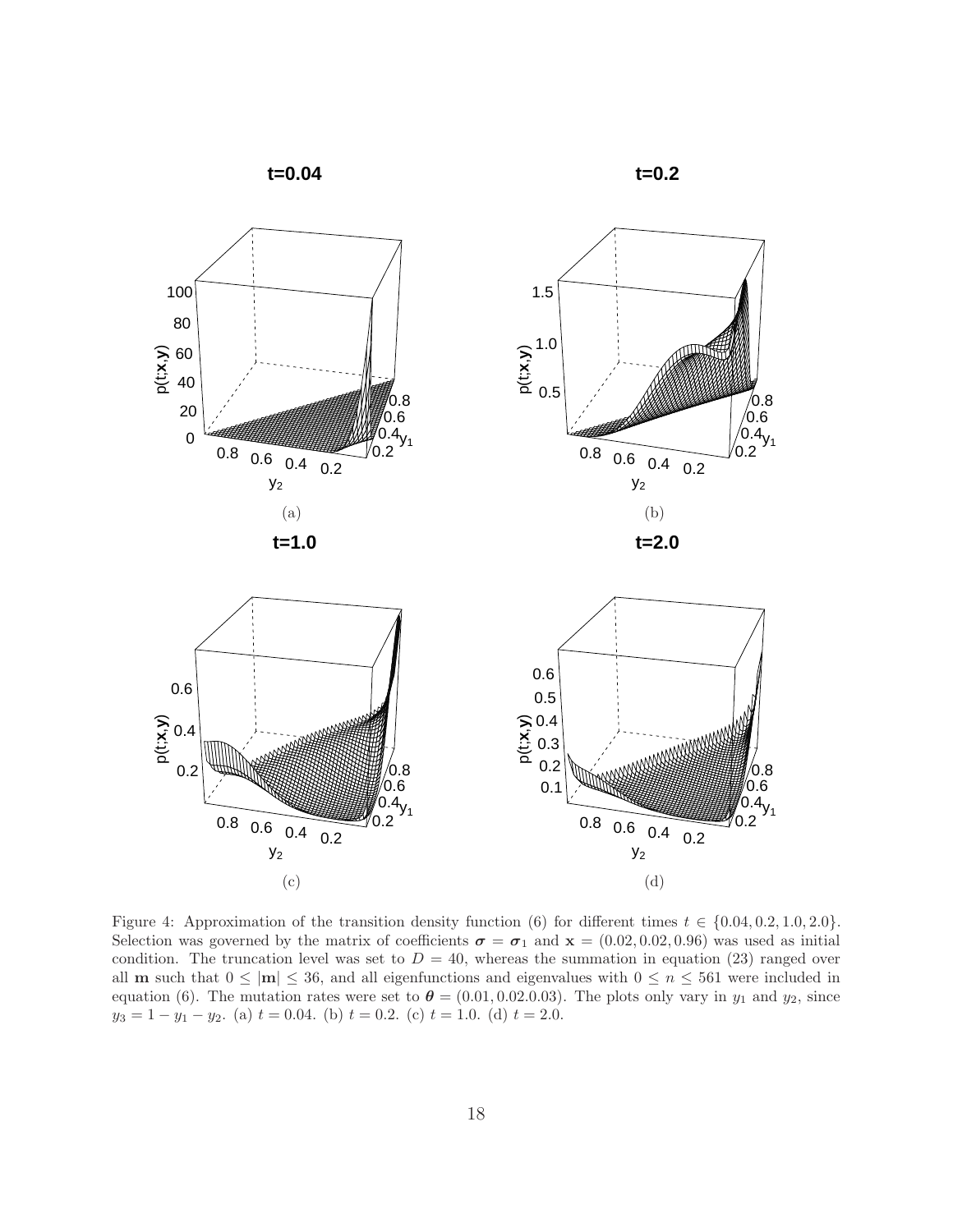Figure 4: Approximation of the transition density function (6) for different times $t \in \{0.04, 0.2, 1.0, 2.0\}$. Selection was governed by the matrix of coefficients $\boldsymbol{\sigma} = \boldsymbol{\sigma}_1$ and $\mathbf{x} = (0.02, 0.02, 0.96)$ was used as initial condition. The truncation level was set to $D = 40$, whereas the summation in equation (23) ranged over all $\mathbf{m}$ such that $0 \leq |\mathbf{m}| \leq 36$, and all eigenfunctions and eigenvalues with $0 \leq n \leq 561$ were included in equation (6). The mutation rates were set to $\boldsymbol{\theta} = (0.01, 0.02.0.03)$. The plots only vary in $y_1$ and $y_2$, since $y_3 = 1 - y_1 - y_2$. (a) $t = 0.04$. (b) $t = 0.2$. (c) $t = 1.0$. (d) $t = 2.0$.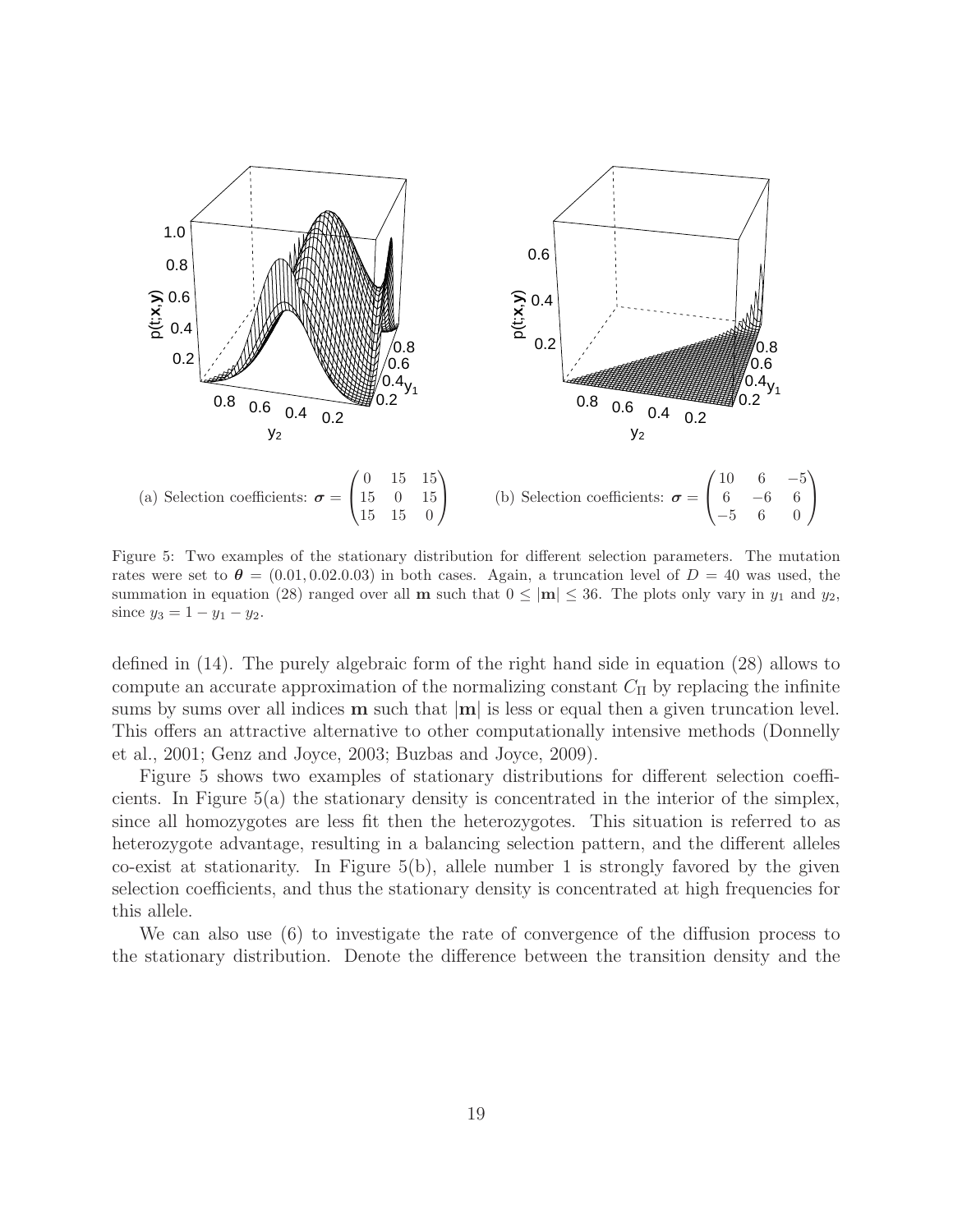(a) Selection coefficients: $\boldsymbol{\sigma} = \begin{pmatrix} 0 & 15 & 15 \\ 15 & 0 & 15 \\ 15 & 15 & 0 \end{pmatrix}$

(b) Selection coefficients: $\boldsymbol{\sigma} = \begin{pmatrix} 10 & 6 & -5 \\ 6 & -6 & 6 \\ -5 & 6 & 0 \end{pmatrix}$

Figure 5: Two examples of the stationary distribution for different selection parameters. The mutation rates were set to $\boldsymbol{\theta} = (0.01, 0.02.0.03)$ in both cases. Again, a truncation level of $D = 40$ was used, the summation in equation (28) ranged over all $\mathbf{m}$ such that $0 \leq |\mathbf{m}| \leq 36$. The plots only vary in $y_1$ and $y_2$, since $y_3 = 1 - y_1 - y_2$.

defined in (14). The purely algebraic form of the right hand side in equation (28) allows to compute an accurate approximation of the normalizing constant $C_{\text{II}}$ by replacing the infinite sums by sums over all indices $\mathbf{m}$ such that $|\mathbf{m}|$ is less or equal then a given truncation level. This offers an attractive alternative to other computationally intensive methods (Donnelly et al., 2001; Genz and Joyce, 2003; Buzbas and Joyce, 2009).

Figure 5 shows two examples of stationary distributions for different selection coefficients. In Figure 5(a) the stationary density is concentrated in the interior of the simplex, since all homozygotes are less fit then the heterozygotes. This situation is referred to as heterozygote advantage, resulting in a balancing selection pattern, and the different alleles co-exist at stationarity. In Figure 5(b), allele number 1 is strongly favored by the given selection coefficients, and thus the stationary density is concentrated at high frequencies for this allele.

We can also use (6) to investigate the rate of convergence of the diffusion process to the stationary distribution. Denote the difference between the transition density and the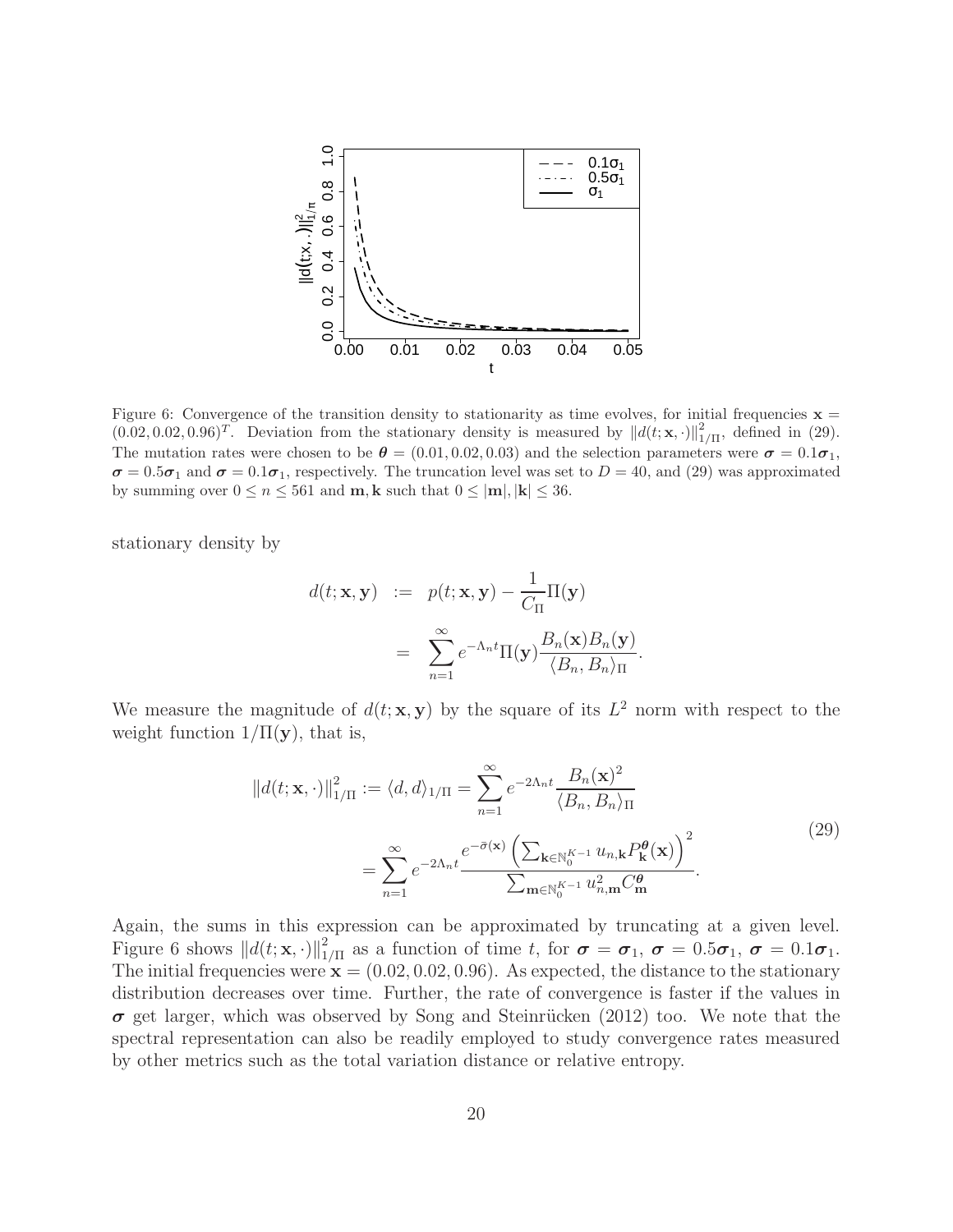Figure 6: Convergence of the transition density to stationarity as time evolves, for initial frequencies $\mathbf{x} = (0.02, 0.02, 0.96)^T$. Deviation from the stationary density is measured by $\|d(t;\mathbf{x},\cdot)\|^2_{1/\Pi}$, defined in (29). The mutation rates were chosen to be $\boldsymbol{\theta} = (0.01, 0.02, 0.03)$ and the selection parameters were $\boldsymbol{\sigma} = 0.1\boldsymbol{\sigma}_1$, $\boldsymbol{\sigma} = 0.5\boldsymbol{\sigma}_1$ and $\boldsymbol{\sigma} = 0.1\boldsymbol{\sigma}_1$, respectively. The truncation level was set to $D = 40$, and (29) was approximated by summing over $0 \leq n \leq 561$ and $\mathbf{m}, \mathbf{k}$ such that $0 \leq |\mathbf{m}|, |\mathbf{k}| \leq 36$.

stationary density by

$$
\begin{aligned}
d(t;\mathbf{x},\mathbf{y}) &:= p(t;\mathbf{x},\mathbf{y}) - \frac{1}{C_\Pi}\Pi(\mathbf{y}) \\
&= \sum_{n=1}^{\infty} e^{-\Lambda_n t}\Pi(\mathbf{y})\frac{B_n(\mathbf{x})B_n(\mathbf{y})}{\langle B_n, B_n\rangle_\Pi}.
\end{aligned}
$$

We measure the magnitude of $d(t;\mathbf{x},\mathbf{y})$ by the square of its $L^2$ norm with respect to the weight function $1/\Pi(\mathbf{y})$, that is,

$$
\begin{aligned}
\|d(t;\mathbf{x},\cdot)\|^2_{1/\Pi} := \langle d, d\rangle_{1/\Pi} &= \sum_{n=1}^{\infty} e^{-2\Lambda_n t}\frac{B_n(\mathbf{x})^2}{\langle B_n, B_n\rangle_\Pi} \\
&= \sum_{n=1}^{\infty} e^{-2\Lambda_n t}\frac{e^{-\bar{\sigma}(\mathbf{x})}\left(\sum_{\mathbf{k}\in\mathbb{N}_0^{K-1}} u_{n,\mathbf{k}}P^{\boldsymbol{\theta}}_{\mathbf{k}}(\mathbf{x})\right)^2}{\sum_{\mathbf{m}\in\mathbb{N}_0^{K-1}} u_{n,\mathbf{m}}^2 C^{\boldsymbol{\theta}}_{\mathbf{m}}}.
\end{aligned}
\tag{29}
$$

Again, the sums in this expression can be approximated by truncating at a given level. Figure 6 shows $\|d(t;\mathbf{x},\cdot)\|^2_{1/\Pi}$ as a function of time $t$, for $\boldsymbol{\sigma} = \boldsymbol{\sigma}_1$, $\boldsymbol{\sigma} = 0.5\boldsymbol{\sigma}_1$, $\boldsymbol{\sigma} = 0.1\boldsymbol{\sigma}_1$. The initial frequencies were $\mathbf{x} = (0.02, 0.02, 0.96)$. As expected, the distance to the stationary distribution decreases over time. Further, the rate of convergence is faster if the values in $\boldsymbol{\sigma}$ get larger, which was observed by Song and Steinrücken (2012) too. We note that the spectral representation can also be readily employed to study convergence rates measured by other metrics such as the total variation distance or relative entropy.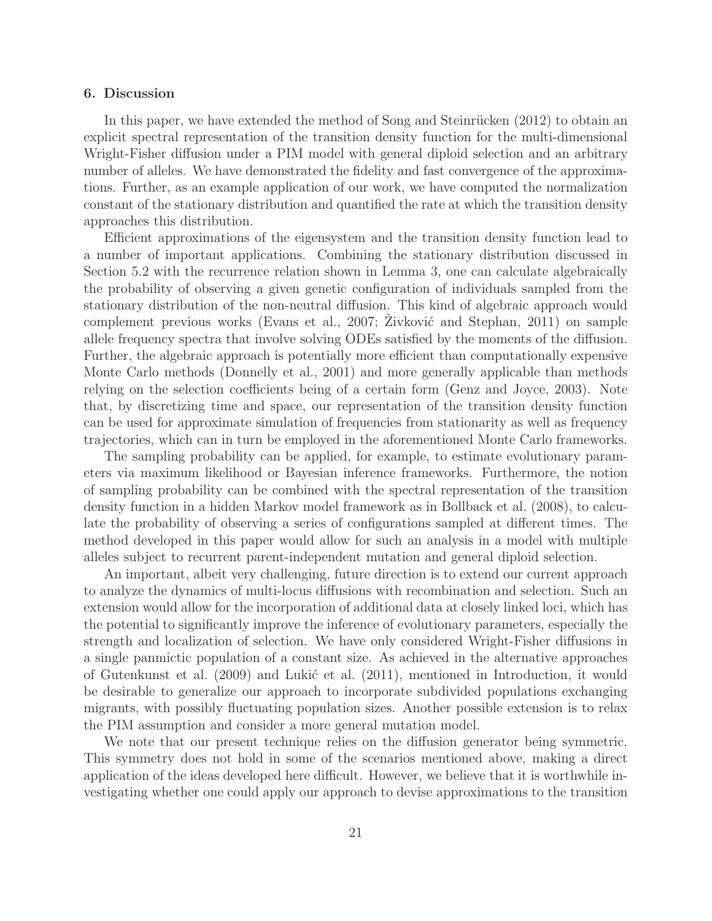## 6. Discussion

In this paper, we have extended the method of Song and Steinrücken (2012) to obtain an explicit spectral representation of the transition density function for the multi-dimensional Wright-Fisher diffusion under a PIM model with general diploid selection and an arbitrary number of alleles. We have demonstrated the fidelity and fast convergence of the approximations. Further, as an example application of our work, we have computed the normalization constant of the stationary distribution and quantified the rate at which the transition density approaches this distribution.

Efficient approximations of the eigensystem and the transition density function lead to a number of important applications. Combining the stationary distribution discussed in Section 5.2 with the recurrence relation shown in Lemma 3, one can calculate algebraically the probability of observing a given genetic configuration of individuals sampled from the stationary distribution of the non-neutral diffusion. This kind of algebraic approach would complement previous works (Evans et al., 2007; Živković and Stephan, 2011) on sample allele frequency spectra that involve solving ODEs satisfied by the moments of the diffusion. Further, the algebraic approach is potentially more efficient than computationally expensive Monte Carlo methods (Donnelly et al., 2001) and more generally applicable than methods relying on the selection coefficients being of a certain form (Genz and Joyce, 2003). Note that, by discretizing time and space, our representation of the transition density function can be used for approximate simulation of frequencies from stationarity as well as frequency trajectories, which can in turn be employed in the aforementioned Monte Carlo frameworks.

The sampling probability can be applied, for example, to estimate evolutionary parameters via maximum likelihood or Bayesian inference frameworks. Furthermore, the notion of sampling probability can be combined with the spectral representation of the transition density function in a hidden Markov model framework as in Bollback et al. (2008), to calculate the probability of observing a series of configurations sampled at different times. The method developed in this paper would allow for such an analysis in a model with multiple alleles subject to recurrent parent-independent mutation and general diploid selection.

An important, albeit very challenging, future direction is to extend our current approach to analyze the dynamics of multi-locus diffusions with recombination and selection. Such an extension would allow for the incorporation of additional data at closely linked loci, which has the potential to significantly improve the inference of evolutionary parameters, especially the strength and localization of selection. We have only considered Wright-Fisher diffusions in a single panmictic population of a constant size. As achieved in the alternative approaches of Gutenkunst et al. (2009) and Lukić et al. (2011), mentioned in Introduction, it would be desirable to generalize our approach to incorporate subdivided populations exchanging migrants, with possibly fluctuating population sizes. Another possible extension is to relax the PIM assumption and consider a more general mutation model.

We note that our present technique relies on the diffusion generator being symmetric. This symmetry does not hold in some of the scenarios mentioned above, making a direct application of the ideas developed here difficult. However, we believe that it is worthwhile investigating whether one could apply our approach to devise approximations to the transition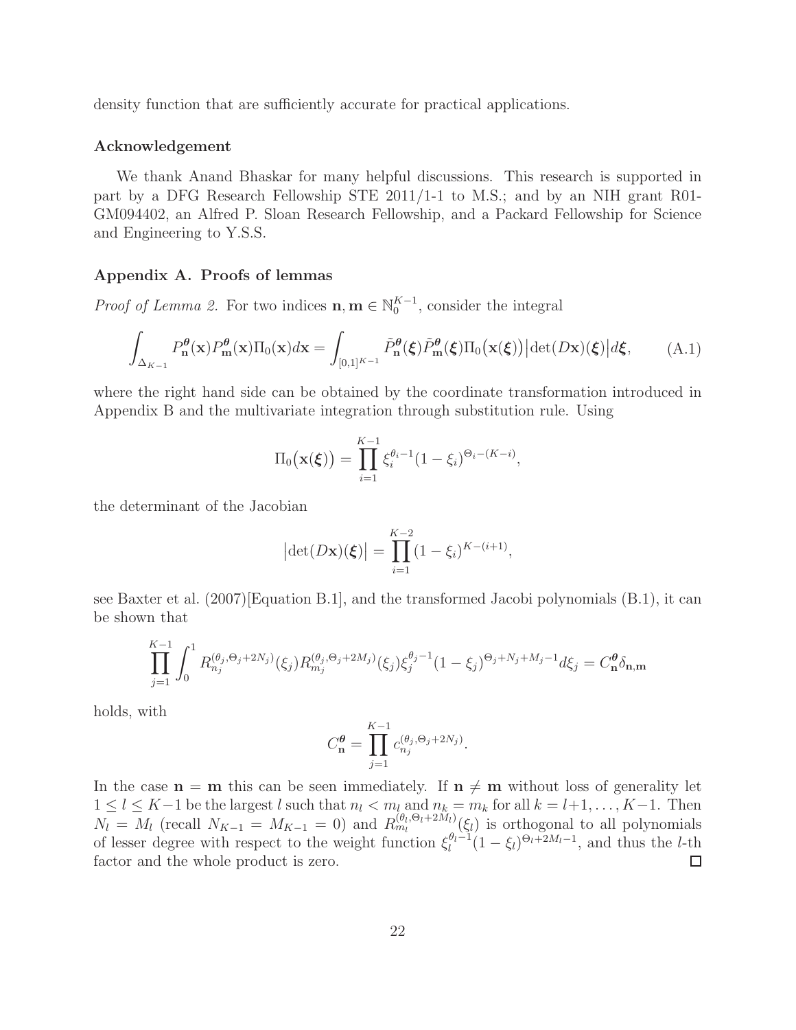density function that are sufficiently accurate for practical applications.

### Acknowledgement

We thank Anand Bhaskar for many helpful discussions. This research is supported in part by a DFG Research Fellowship STE 2011/1-1 to M.S.; and by an NIH grant R01-GM094402, an Alfred P. Sloan Research Fellowship, and a Packard Fellowship for Science and Engineering to Y.S.S.

### Appendix A. Proofs of lemmas

*Proof of Lemma 2.* For two indices $\mathbf{n}, \mathbf{m} \in \mathbb{N}_0^{K-1}$, consider the integral

$$\int_{\Delta_{K-1}} P_{\mathbf{n}}^{\boldsymbol{\theta}}(\mathbf{x}) P_{\mathbf{m}}^{\boldsymbol{\theta}}(\mathbf{x}) \Pi_0(\mathbf{x}) d\mathbf{x} = \int_{[0,1]^{K-1}} \tilde{P}_{\mathbf{n}}^{\boldsymbol{\theta}}(\boldsymbol{\xi}) \tilde{P}_{\mathbf{m}}^{\boldsymbol{\theta}}(\boldsymbol{\xi}) \Pi_0\big(\mathbf{x}(\boldsymbol{\xi})\big) \big|\det(D\mathbf{x})(\boldsymbol{\xi})\big| d\boldsymbol{\xi}, \qquad \text{(A.1)}$$

where the right hand side can be obtained by the coordinate transformation introduced in Appendix B and the multivariate integration through substitution rule. Using

$$\Pi_0\big(\mathbf{x}(\boldsymbol{\xi})\big) = \prod_{i=1}^{K-1} \xi_i^{\theta_i - 1}(1-\xi_i)^{\Theta_i - (K-i)},$$

the determinant of the Jacobian

$$\big|\det(D\mathbf{x})(\boldsymbol{\xi})\big| = \prod_{i=1}^{K-2} (1-\xi_i)^{K-(i+1)},$$

see Baxter et al. (2007)[Equation B.1], and the transformed Jacobi polynomials (B.1), it can be shown that

$$\prod_{j=1}^{K-1} \int_0^1 R_{n_j}^{(\theta_j, \Theta_j + 2N_j)}(\xi_j) R_{m_j}^{(\theta_j, \Theta_j + 2M_j)}(\xi_j) \xi_j^{\theta_j - 1}(1-\xi_j)^{\Theta_j + N_j + M_j - 1} d\xi_j = C_{\mathbf{n}}^{\boldsymbol{\theta}} \delta_{\mathbf{n},\mathbf{m}}$$

holds, with

$$C_{\mathbf{n}}^{\boldsymbol{\theta}} = \prod_{j=1}^{K-1} c_{n_j}^{(\theta_j, \Theta_j + 2N_j)}.$$

In the case $\mathbf{n} = \mathbf{m}$ this can be seen immediately. If $\mathbf{n} \neq \mathbf{m}$ without loss of generality let $1 \leq l \leq K-1$ be the largest $l$ such that $n_l < m_l$ and $n_k = m_k$ for all $k = l+1, \ldots, K-1$. Then $N_l = M_l$ (recall $N_{K-1} = M_{K-1} = 0$) and $R_{m_l}^{(\theta_l, \Theta_l + 2M_l)}(\xi_l)$ is orthogonal to all polynomials of lesser degree with respect to the weight function $\xi_l^{\theta_l - 1}(1-\xi_l)^{\Theta_l + 2M_l - 1}$, and thus the $l$-th factor and the whole product is zero. $\square$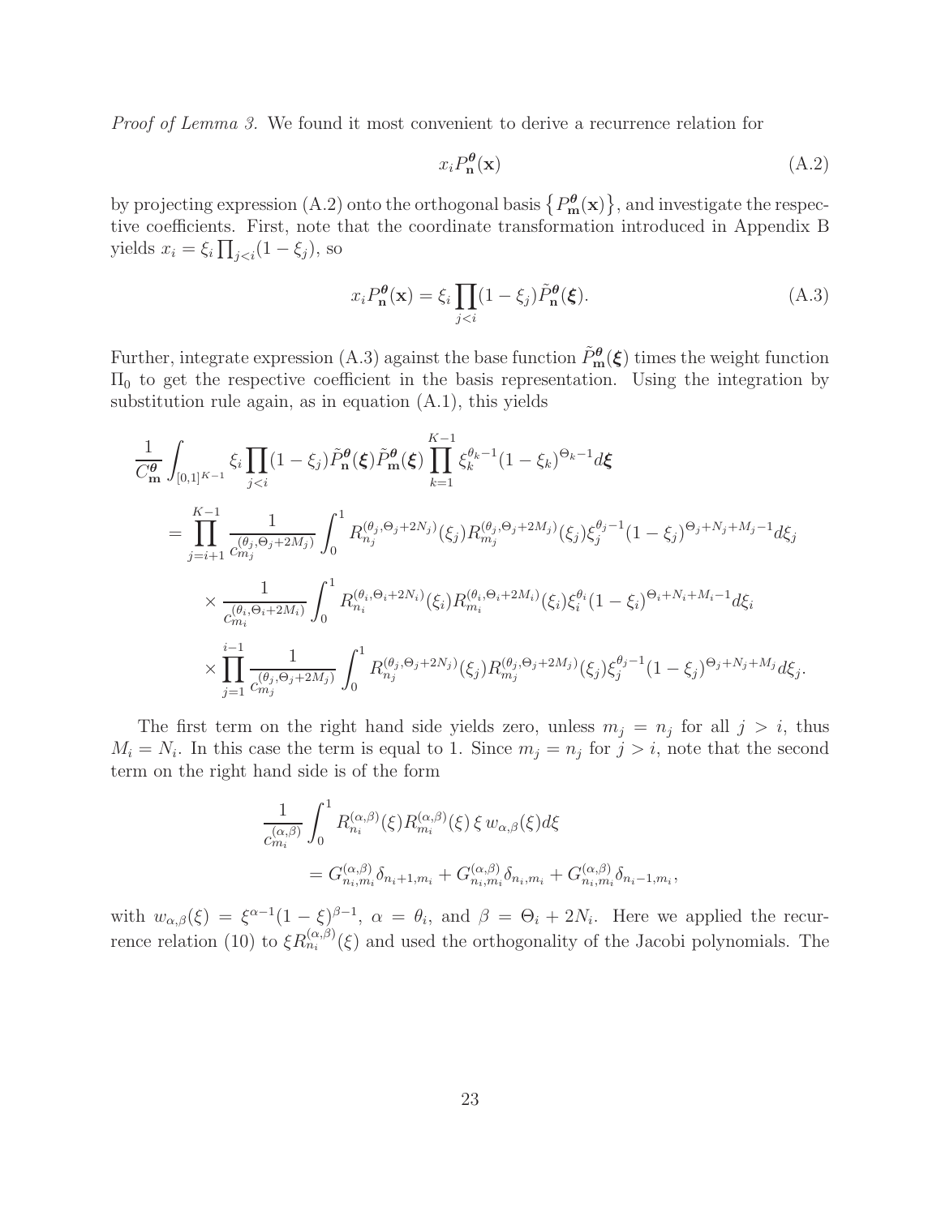*Proof of Lemma 3.* We found it most convenient to derive a recurrence relation for

$$x_i P_{\mathbf{n}}^{\boldsymbol{\theta}}(\mathbf{x}) \tag{A.2}$$

by projecting expression (A.2) onto the orthogonal basis $\left\{ P_{\mathbf{m}}^{\boldsymbol{\theta}}(\mathbf{x}) \right\}$, and investigate the respective coefficients. First, note that the coordinate transformation introduced in Appendix B yields $x_i = \xi_i \prod_{j<i}(1-\xi_j)$, so

$$x_i P_{\mathbf{n}}^{\boldsymbol{\theta}}(\mathbf{x}) = \xi_i \prod_{j<i}(1-\xi_j) \tilde{P}_{\mathbf{n}}^{\boldsymbol{\theta}}(\boldsymbol{\xi}). \tag{A.3}$$

Further, integrate expression (A.3) against the base function $\tilde{P}_{\mathbf{m}}^{\boldsymbol{\theta}}(\boldsymbol{\xi})$ times the weight function $\Pi_0$ to get the respective coefficient in the basis representation. Using the integration by substitution rule again, as in equation (A.1), this yields

$$\begin{aligned}
&\frac{1}{C_{\mathbf{m}}^{\boldsymbol{\theta}}} \int_{[0,1]^{K-1}} \xi_i \prod_{j<i}(1-\xi_j) \tilde{P}_{\mathbf{n}}^{\boldsymbol{\theta}}(\boldsymbol{\xi}) \tilde{P}_{\mathbf{m}}^{\boldsymbol{\theta}}(\boldsymbol{\xi}) \prod_{k=1}^{K-1} \xi_k^{\theta_k - 1}(1-\xi_k)^{\Theta_k - 1} d\boldsymbol{\xi} \\
&= \prod_{j=i+1}^{K-1} \frac{1}{c_{m_j}^{(\theta_j, \Theta_j + 2M_j)}} \int_0^1 R_{n_j}^{(\theta_j, \Theta_j + 2N_j)}(\xi_j) R_{m_j}^{(\theta_j, \Theta_j + 2M_j)}(\xi_j) \xi_j^{\theta_j - 1}(1-\xi_j)^{\Theta_j + N_j + M_j - 1} d\xi_j \\
&\quad \times \frac{1}{c_{m_i}^{(\theta_i, \Theta_i + 2M_i)}} \int_0^1 R_{n_i}^{(\theta_i, \Theta_i + 2N_i)}(\xi_i) R_{m_i}^{(\theta_i, \Theta_i + 2M_i)}(\xi_i) \xi_i^{\theta_i}(1-\xi_i)^{\Theta_i + N_i + M_i - 1} d\xi_i \\
&\quad \times \prod_{j=1}^{i-1} \frac{1}{c_{m_j}^{(\theta_j, \Theta_j + 2M_j)}} \int_0^1 R_{n_j}^{(\theta_j, \Theta_j + 2N_j)}(\xi_j) R_{m_j}^{(\theta_j, \Theta_j + 2M_j)}(\xi_j) \xi_j^{\theta_j - 1}(1-\xi_j)^{\Theta_j + N_j + M_j} d\xi_j.
\end{aligned}$$

The first term on the right hand side yields zero, unless $m_j = n_j$ for all $j > i$, thus $M_i = N_i$. In this case the term is equal to 1. Since $m_j = n_j$ for $j > i$, note that the second term on the right hand side is of the form

$$\begin{aligned}
&\frac{1}{c_{m_i}^{(\alpha,\beta)}} \int_0^1 R_{n_i}^{(\alpha,\beta)}(\xi) R_{m_i}^{(\alpha,\beta)}(\xi)\, \xi \, w_{\alpha,\beta}(\xi) d\xi \\
&\qquad = G_{n_i,m_i}^{(\alpha,\beta)} \delta_{n_i+1,m_i} + G_{n_i,m_i}^{(\alpha,\beta)} \delta_{n_i,m_i} + G_{n_i,m_i}^{(\alpha,\beta)} \delta_{n_i-1,m_i},
\end{aligned}$$

with $w_{\alpha,\beta}(\xi) = \xi^{\alpha-1}(1-\xi)^{\beta-1}$, $\alpha = \theta_i$, and $\beta = \Theta_i + 2N_i$. Here we applied the recurrence relation (10) to $\xi R_{n_i}^{(\alpha,\beta)}(\xi)$ and used the orthogonality of the Jacobi polynomials. The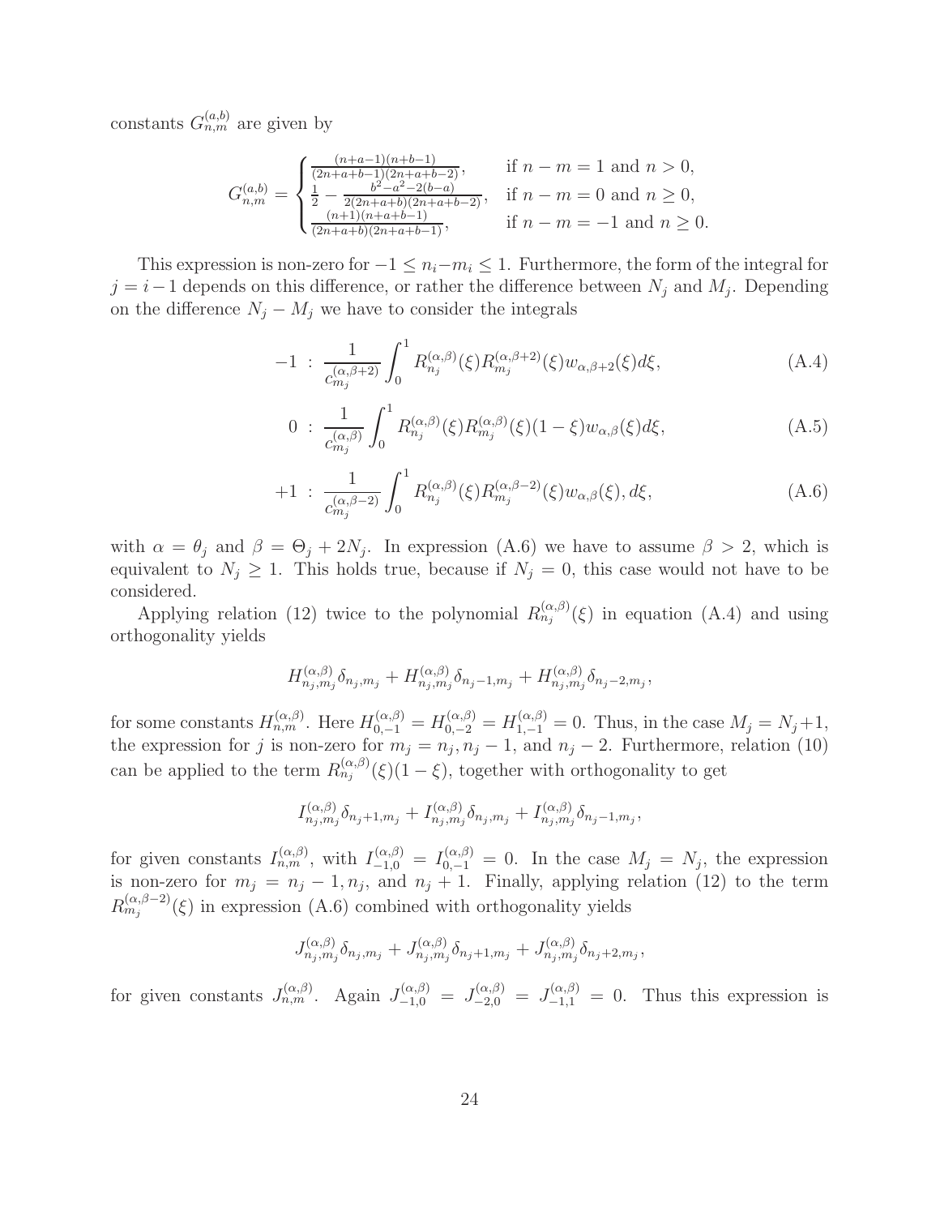constants $G^{(a,b)}_{n,m}$ are given by

$$G^{(a,b)}_{n,m} = \begin{cases} \frac{(n+a-1)(n+b-1)}{(2n+a+b-1)(2n+a+b-2)}, & \text{if } n-m=1 \text{ and } n>0, \\ \frac{1}{2} - \frac{b^2-a^2-2(b-a)}{2(2n+a+b)(2n+a+b-2)}, & \text{if } n-m=0 \text{ and } n\geq 0, \\ \frac{(n+1)(n+a+b-1)}{(2n+a+b)(2n+a+b-1)}, & \text{if } n-m=-1 \text{ and } n\geq 0. \end{cases}$$

This expression is non-zero for $-1 \leq n_i - m_i \leq 1$. Furthermore, the form of the integral for $j = i-1$ depends on this difference, or rather the difference between $N_j$ and $M_j$. Depending on the difference $N_j - M_j$ we have to consider the integrals

$$-1 \; : \; \frac{1}{c^{(\alpha,\beta+2)}_{m_j}} \int_0^1 R^{(\alpha,\beta)}_{n_j}(\xi) R^{(\alpha,\beta+2)}_{m_j}(\xi) w_{\alpha,\beta+2}(\xi) d\xi, \tag{A.4}$$

$$0 \; : \; \frac{1}{c^{(\alpha,\beta)}_{m_j}} \int_0^1 R^{(\alpha,\beta)}_{n_j}(\xi) R^{(\alpha,\beta)}_{m_j}(\xi)(1-\xi) w_{\alpha,\beta}(\xi) d\xi, \tag{A.5}$$

$$+1 \; : \; \frac{1}{c^{(\alpha,\beta-2)}_{m_j}} \int_0^1 R^{(\alpha,\beta)}_{n_j}(\xi) R^{(\alpha,\beta-2)}_{m_j}(\xi) w_{\alpha,\beta}(\xi), d\xi, \tag{A.6}$$

with $\alpha = \theta_j$ and $\beta = \Theta_j + 2N_j$. In expression (A.6) we have to assume $\beta > 2$, which is equivalent to $N_j \geq 1$. This holds true, because if $N_j = 0$, this case would not have to be considered.

Applying relation (12) twice to the polynomial $R^{(\alpha,\beta)}_{n_j}(\xi)$ in equation (A.4) and using orthogonality yields

$$H^{(\alpha,\beta)}_{n_j,m_j}\delta_{n_j,m_j} + H^{(\alpha,\beta)}_{n_j,m_j}\delta_{n_j-1,m_j} + H^{(\alpha,\beta)}_{n_j,m_j}\delta_{n_j-2,m_j},$$

for some constants $H^{(\alpha,\beta)}_{n,m}$. Here $H^{(\alpha,\beta)}_{0,-1} = H^{(\alpha,\beta)}_{0,-2} = H^{(\alpha,\beta)}_{1,-1} = 0$. Thus, in the case $M_j = N_j+1$, the expression for $j$ is non-zero for $m_j = n_j, n_j-1$, and $n_j-2$. Furthermore, relation (10) can be applied to the term $R^{(\alpha,\beta)}_{n_j}(\xi)(1-\xi)$, together with orthogonality to get

$$I^{(\alpha,\beta)}_{n_j,m_j}\delta_{n_j+1,m_j} + I^{(\alpha,\beta)}_{n_j,m_j}\delta_{n_j,m_j} + I^{(\alpha,\beta)}_{n_j,m_j}\delta_{n_j-1,m_j},$$

for given constants $I^{(\alpha,\beta)}_{n,m}$, with $I^{(\alpha,\beta)}_{-1,0} = I^{(\alpha,\beta)}_{0,-1} = 0$. In the case $M_j = N_j$, the expression is non-zero for $m_j = n_j-1, n_j$, and $n_j+1$. Finally, applying relation (12) to the term $R^{(\alpha,\beta-2)}_{m_j}(\xi)$ in expression (A.6) combined with orthogonality yields

$$J^{(\alpha,\beta)}_{n_j,m_j}\delta_{n_j,m_j} + J^{(\alpha,\beta)}_{n_j,m_j}\delta_{n_j+1,m_j} + J^{(\alpha,\beta)}_{n_j,m_j}\delta_{n_j+2,m_j},$$

for given constants $J^{(\alpha,\beta)}_{n,m}$. Again $J^{(\alpha,\beta)}_{-1,0} = J^{(\alpha,\beta)}_{-2,0} = J^{(\alpha,\beta)}_{-1,1} = 0$. Thus this expression is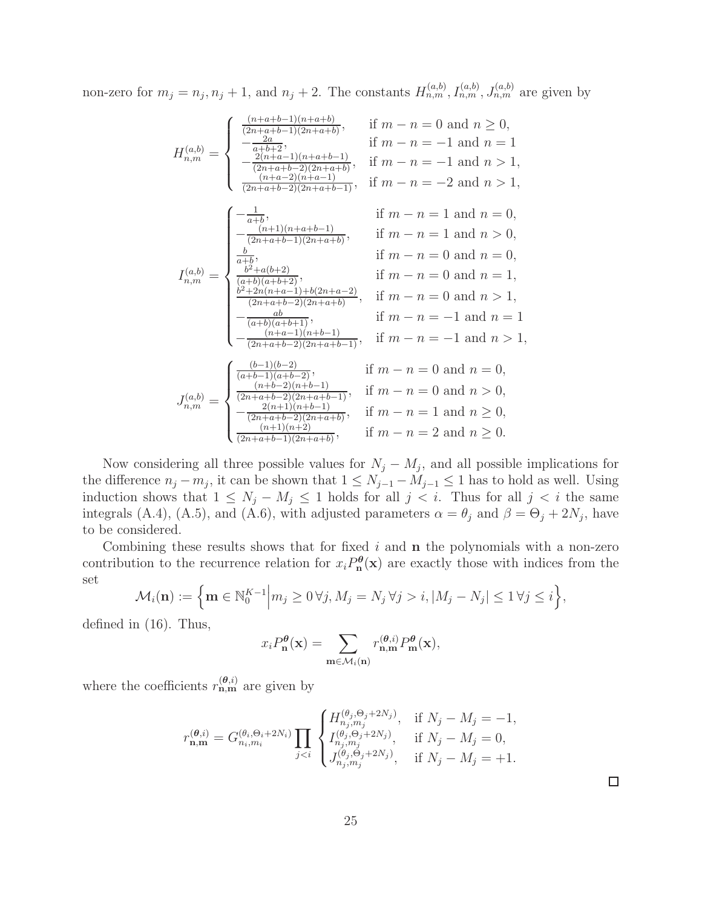non-zero for $m_j = n_j, n_j + 1$, and $n_j + 2$. The constants $H^{(a,b)}_{n,m}, I^{(a,b)}_{n,m}, J^{(a,b)}_{n,m}$ are given by

$$
H^{(a,b)}_{n,m} = \begin{cases} \frac{(n+a+b-1)(n+a+b)}{(2n+a+b-1)(2n+a+b)}, & \text{if } m-n=0 \text{ and } n \geq 0, \\ -\frac{2a}{a+b+2}, & \text{if } m-n=-1 \text{ and } n=1 \\ -\frac{2(n+a-1)(n+a+b-1)}{(2n+a+b-2)(2n+a+b)}, & \text{if } m-n=-1 \text{ and } n>1, \\ \frac{(n+a-2)(n+a-1)}{(2n+a+b-2)(2n+a+b-1)}, & \text{if } m-n=-2 \text{ and } n>1, \end{cases}
$$

$$
I^{(a,b)}_{n,m} = \begin{cases} -\frac{1}{a+b}, & \text{if } m-n=1 \text{ and } n=0, \\ -\frac{(n+1)(n+a+b-1)}{(2n+a+b-1)(2n+a+b)}, & \text{if } m-n=1 \text{ and } n>0, \\ \frac{b}{a+b}, & \text{if } m-n=0 \text{ and } n=0, \\ \frac{b^2+a(b+2)}{(a+b)(a+b+2)}, & \text{if } m-n=0 \text{ and } n=1, \\ \frac{b^2+2n(n+a-1)+b(2n+a-2)}{(2n+a+b-2)(2n+a+b)}, & \text{if } m-n=0 \text{ and } n>1, \\ -\frac{ab}{(a+b)(a+b+1)}, & \text{if } m-n=-1 \text{ and } n=1 \\ -\frac{(n+a-1)(n+b-1)}{(2n+a+b-2)(2n+a+b-1)}, & \text{if } m-n=-1 \text{ and } n>1, \end{cases}
$$

$$
J^{(a,b)}_{n,m} = \begin{cases} \frac{(b-1)(b-2)}{(a+b-1)(a+b-2)}, & \text{if } m-n=0 \text{ and } n=0, \\ \frac{(n+b-2)(n+b-1)}{(2n+a+b-2)(2n+a+b-1)}, & \text{if } m-n=0 \text{ and } n>0, \\ -\frac{2(n+1)(n+b-1)}{(2n+a+b-2)(2n+a+b)}, & \text{if } m-n=1 \text{ and } n \geq 0, \\ \frac{(n+1)(n+2)}{(2n+a+b-1)(2n+a+b)}, & \text{if } m-n=2 \text{ and } n \geq 0. \end{cases}
$$

Now considering all three possible values for $N_j - M_j$, and all possible implications for the difference $n_j - m_j$, it can be shown that $1 \leq N_{j-1} - M_{j-1} \leq 1$ has to hold as well. Using induction shows that $1 \leq N_j - M_j \leq 1$ holds for all $j < i$. Thus for all $j < i$ the same integrals (A.4), (A.5), and (A.6), with adjusted parameters $\alpha = \theta_j$ and $\beta = \Theta_j + 2N_j$, have to be considered.

Combining these results shows that for fixed $i$ and $\mathbf{n}$ the polynomials with a non-zero contribution to the recurrence relation for $x_i P^{\boldsymbol{\theta}}_{\mathbf{n}}(\mathbf{x})$ are exactly those with indices from the set

$$
\mathcal{M}_i(\mathbf{n}) := \Big\{ \mathbf{m} \in \mathbb{N}_0^{K-1} \Big| m_j \geq 0 \,\forall j, M_j = N_j \,\forall j > i, |M_j - N_j| \leq 1 \,\forall j \leq i \Big\},
$$

defined in (16). Thus,

$$
x_i P^{\boldsymbol{\theta}}_{\mathbf{n}}(\mathbf{x}) = \sum_{\mathbf{m} \in \mathcal{M}_i(\mathbf{n})} r^{(\boldsymbol{\theta},i)}_{\mathbf{n},\mathbf{m}} P^{\boldsymbol{\theta}}_{\mathbf{m}}(\mathbf{x}),
$$

where the coefficients $r^{(\boldsymbol{\theta},i)}_{\mathbf{n},\mathbf{m}}$ are given by

$$
r^{(\boldsymbol{\theta},i)}_{\mathbf{n},\mathbf{m}} = G^{(\theta_i, \Theta_i + 2N_i)}_{n_i, m_i} \prod_{j<i} \begin{cases} H^{(\theta_j, \Theta_j + 2N_j)}_{n_j, m_j}, & \text{if } N_j - M_j = -1, \\ I^{(\theta_j, \Theta_j + 2N_j)}_{n_j, m_j}, & \text{if } N_j - M_j = 0, \\ J^{(\theta_j, \Theta_j + 2N_j)}_{n_j, m_j}, & \text{if } N_j - M_j = +1. \end{cases}
$$

□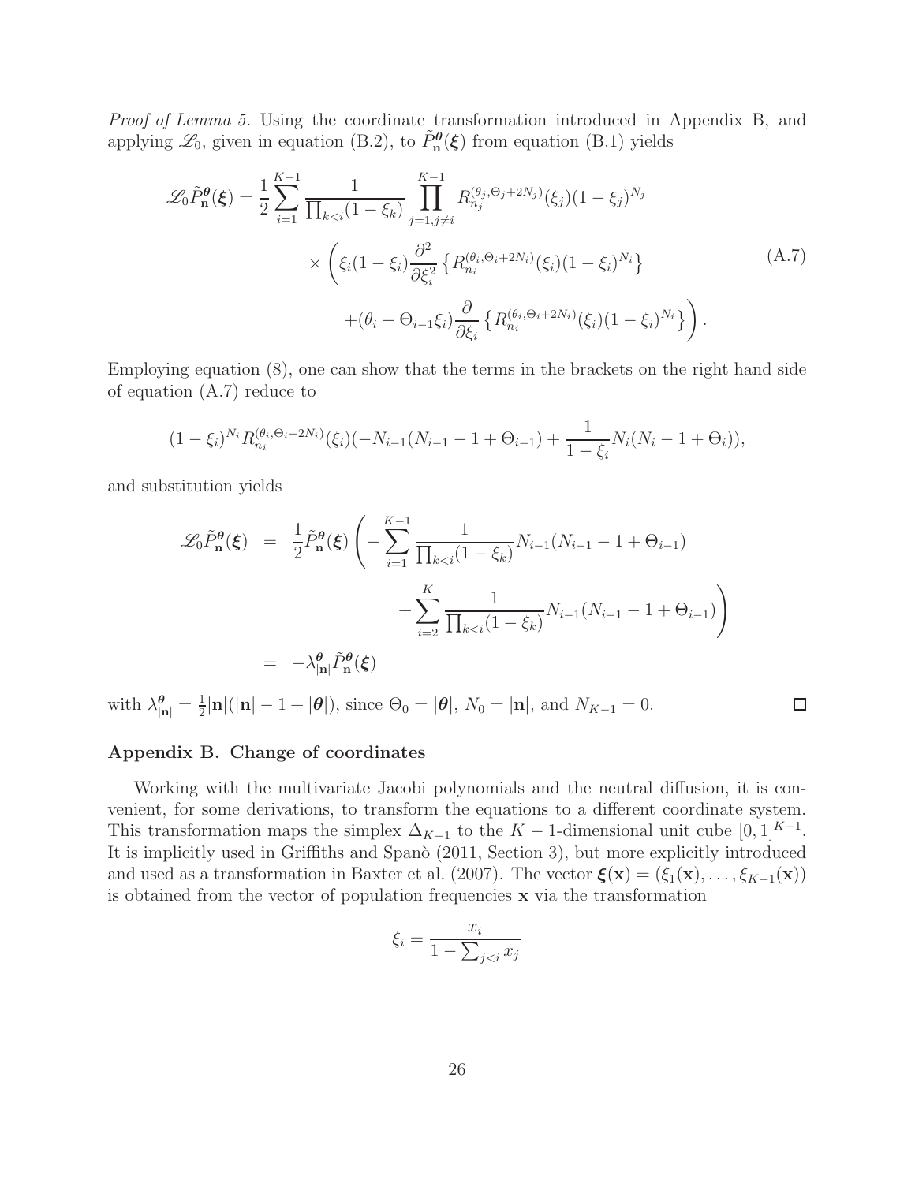*Proof of Lemma 5.* Using the coordinate transformation introduced in Appendix B, and applying $\mathscr{L}_0$, given in equation (B.2), to $\tilde{P}_{\mathbf{n}}^{\boldsymbol{\theta}}(\boldsymbol{\xi})$ from equation (B.1) yields

$$
\begin{aligned}
\mathscr{L}_0 \tilde{P}_{\mathbf{n}}^{\boldsymbol{\theta}}(\boldsymbol{\xi}) = \frac{1}{2} \sum_{i=1}^{K-1} \frac{1}{\prod_{k<i}(1-\xi_k)} \prod_{j=1, j\neq i}^{K-1} R_{n_j}^{(\theta_j, \Theta_j + 2N_j)}(\xi_j)(1-\xi_j)^{N_j} \\
\times \left( \xi_i(1-\xi_i) \frac{\partial^2}{\partial \xi_i^2} \left\{ R_{n_i}^{(\theta_i, \Theta_i + 2N_i)}(\xi_i)(1-\xi_i)^{N_i} \right\} \right. \\
\left. + (\theta_i - \Theta_{i-1}\xi_i) \frac{\partial}{\partial \xi_i} \left\{ R_{n_i}^{(\theta_i, \Theta_i + 2N_i)}(\xi_i)(1-\xi_i)^{N_i} \right\} \right).
\end{aligned}
\tag{A.7}
$$

Employing equation (8), one can show that the terms in the brackets on the right hand side of equation (A.7) reduce to

$$
(1-\xi_i)^{N_i} R_{n_i}^{(\theta_i, \Theta_i + 2N_i)}(\xi_i)(-N_{i-1}(N_{i-1} - 1 + \Theta_{i-1}) + \frac{1}{1-\xi_i} N_i(N_i - 1 + \Theta_i)),
$$

and substitution yields

$$
\begin{aligned}
\mathscr{L}_0 \tilde{P}_{\mathbf{n}}^{\boldsymbol{\theta}}(\boldsymbol{\xi}) &= \frac{1}{2} \tilde{P}_{\mathbf{n}}^{\boldsymbol{\theta}}(\boldsymbol{\xi}) \left( - \sum_{i=1}^{K-1} \frac{1}{\prod_{k<i}(1-\xi_k)} N_{i-1}(N_{i-1} - 1 + \Theta_{i-1}) \right. \\
&\qquad \left. + \sum_{i=2}^{K} \frac{1}{\prod_{k<i}(1-\xi_k)} N_{i-1}(N_{i-1} - 1 + \Theta_{i-1}) \right) \\
&= -\lambda_{|\mathbf{n}|}^{\boldsymbol{\theta}} \tilde{P}_{\mathbf{n}}^{\boldsymbol{\theta}}(\boldsymbol{\xi})
\end{aligned}
$$

with $\lambda_{|\mathbf{n}|}^{\boldsymbol{\theta}} = \frac{1}{2}|\mathbf{n}|(|\mathbf{n}| - 1 + |\boldsymbol{\theta}|)$, since $\Theta_0 = |\boldsymbol{\theta}|$, $N_0 = |\mathbf{n}|$, and $N_{K-1} = 0$. □

## Appendix B. Change of coordinates

Working with the multivariate Jacobi polynomials and the neutral diffusion, it is convenient, for some derivations, to transform the equations to a different coordinate system. This transformation maps the simplex $\Delta_{K-1}$ to the $K-1$-dimensional unit cube $[0,1]^{K-1}$. It is implicitly used in Griffiths and Spanò (2011, Section 3), but more explicitly introduced and used as a transformation in Baxter et al. (2007). The vector $\boldsymbol{\xi}(\mathbf{x}) = (\xi_1(\mathbf{x}), \ldots, \xi_{K-1}(\mathbf{x}))$ is obtained from the vector of population frequencies $\mathbf{x}$ via the transformation

$$
\xi_i = \frac{x_i}{1 - \sum_{j<i} x_j}
$$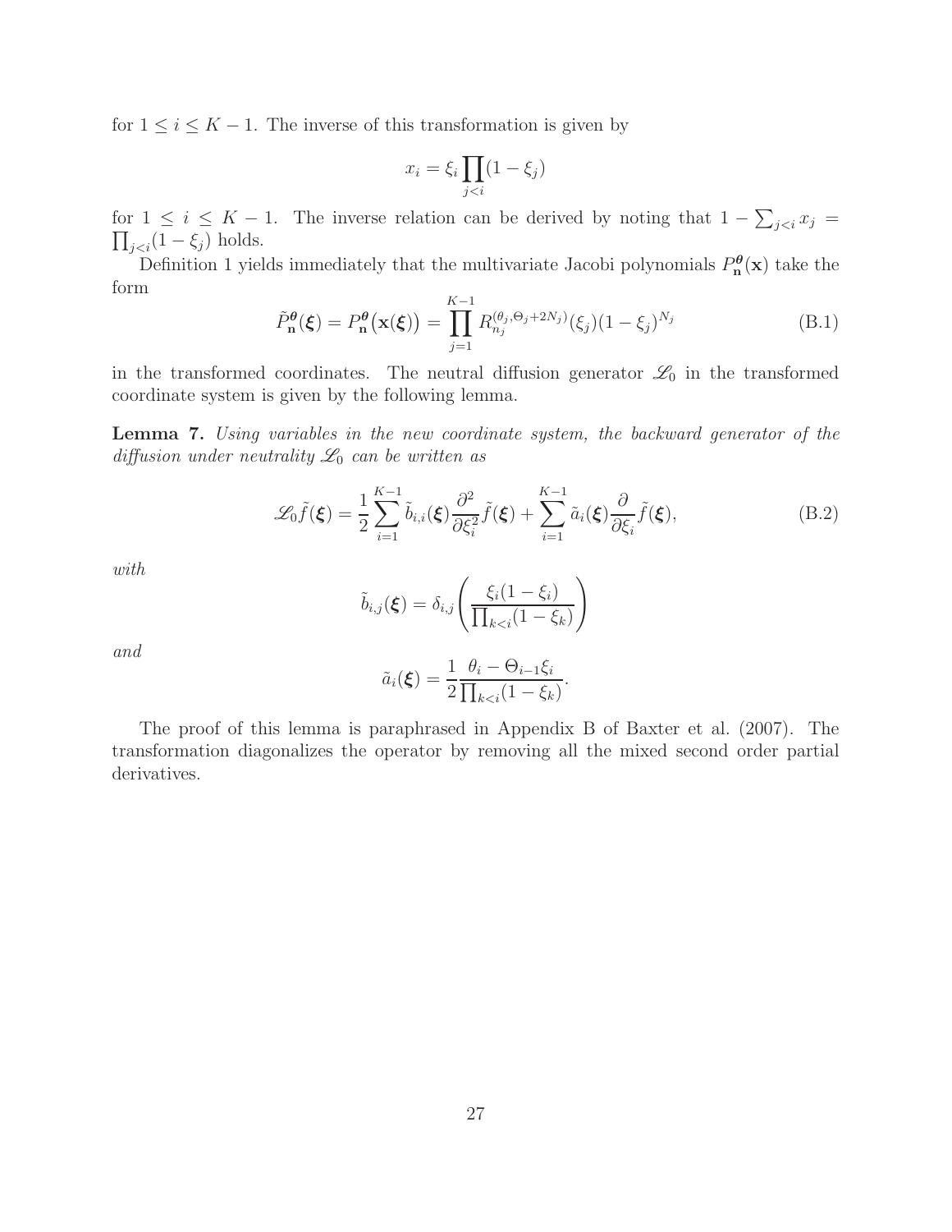for $1 \leq i \leq K-1$. The inverse of this transformation is given by

$$x_i = \xi_i \prod_{j<i} (1 - \xi_j)$$

for $1 \leq i \leq K-1$. The inverse relation can be derived by noting that $1 - \sum_{j<i} x_j = \prod_{j<i}(1 - \xi_j)$ holds.

Definition 1 yields immediately that the multivariate Jacobi polynomials $P_{\mathbf{n}}^{\boldsymbol{\theta}}(\mathbf{x})$ take the form

$$\tilde{P}_{\mathbf{n}}^{\boldsymbol{\theta}}(\boldsymbol{\xi}) = P_{\mathbf{n}}^{\boldsymbol{\theta}}\big(\mathbf{x}(\boldsymbol{\xi})\big) = \prod_{j=1}^{K-1} R_{n_j}^{(\theta_j, \Theta_j + 2N_j)}(\xi_j)(1 - \xi_j)^{N_j} \tag{B.1}$$

in the transformed coordinates. The neutral diffusion generator $\mathscr{L}_0$ in the transformed coordinate system is given by the following lemma.

**Lemma 7.** *Using variables in the new coordinate system, the backward generator of the diffusion under neutrality $\mathscr{L}_0$ can be written as*

$$\mathscr{L}_0 \tilde{f}(\boldsymbol{\xi}) = \frac{1}{2} \sum_{i=1}^{K-1} \tilde{b}_{i,i}(\boldsymbol{\xi}) \frac{\partial^2}{\partial \xi_i^2} \tilde{f}(\boldsymbol{\xi}) + \sum_{i=1}^{K-1} \tilde{a}_i(\boldsymbol{\xi}) \frac{\partial}{\partial \xi_i} \tilde{f}(\boldsymbol{\xi}), \tag{B.2}$$

*with*

$$\tilde{b}_{i,j}(\boldsymbol{\xi}) = \delta_{i,j} \left( \frac{\xi_i(1 - \xi_i)}{\prod_{k<i}(1 - \xi_k)} \right)$$

*and*

$$\tilde{a}_i(\boldsymbol{\xi}) = \frac{1}{2} \frac{\theta_i - \Theta_{i-1}\xi_i}{\prod_{k<i}(1 - \xi_k)}.$$

The proof of this lemma is paraphrased in Appendix B of Baxter et al. (2007). The transformation diagonalizes the operator by removing all the mixed second order partial derivatives.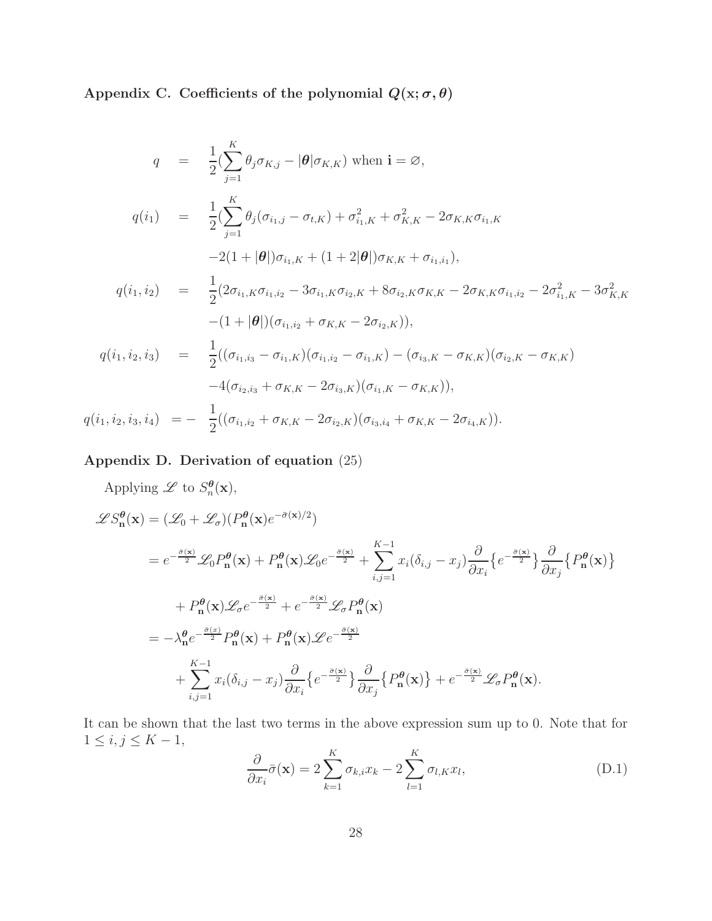## Appendix C. Coefficients of the polynomial $Q(\mathbf{x};\boldsymbol{\sigma},\boldsymbol{\theta})$

$$
\begin{aligned}
q &= \frac{1}{2}\Big(\sum_{j=1}^{K}\theta_j\sigma_{K,j} - |\boldsymbol{\theta}|\sigma_{K,K}\Big) \text{ when } \mathbf{i}=\varnothing,\\
q(i_1) &= \frac{1}{2}\Big(\sum_{j=1}^{K}\theta_j(\sigma_{i_1,j}-\sigma_{t,K}) + \sigma_{i_1,K}^2 + \sigma_{K,K}^2 - 2\sigma_{K,K}\sigma_{i_1,K}\\
&\qquad -2(1+|\boldsymbol{\theta}|)\sigma_{i_1,K} + (1+2|\boldsymbol{\theta}|)\sigma_{K,K} + \sigma_{i_1,i_1}\Big),\\
q(i_1,i_2) &= \frac{1}{2}\big(2\sigma_{i_1,K}\sigma_{i_1,i_2} - 3\sigma_{i_1,K}\sigma_{i_2,K} + 8\sigma_{i_2,K}\sigma_{K,K} - 2\sigma_{K,K}\sigma_{i_1,i_2} - 2\sigma_{i_1,K}^2 - 3\sigma_{K,K}^2\\
&\qquad -(1+|\boldsymbol{\theta}|)(\sigma_{i_1,i_2} + \sigma_{K,K} - 2\sigma_{i_2,K})\big),\\
q(i_1,i_2,i_3) &= \frac{1}{2}\big((\sigma_{i_1,i_3}-\sigma_{i_1,K})(\sigma_{i_1,i_2}-\sigma_{i_1,K}) - (\sigma_{i_3,K}-\sigma_{K,K})(\sigma_{i_2,K}-\sigma_{K,K})\\
&\qquad -4(\sigma_{i_2,i_3}+\sigma_{K,K}-2\sigma_{i_3,K})(\sigma_{i_1,K}-\sigma_{K,K})\big),\\
q(i_1,i_2,i_3,i_4) &= -\frac{1}{2}\big((\sigma_{i_1,i_2}+\sigma_{K,K}-2\sigma_{i_2,K})(\sigma_{i_3,i_4}+\sigma_{K,K}-2\sigma_{i_4,K})\big).
\end{aligned}
$$

## Appendix D. Derivation of equation (25)

Applying $\mathscr{L}$ to $S_n^{\boldsymbol{\theta}}(\mathbf{x})$,

$$
\begin{aligned}
\mathscr{L}S_{\mathbf{n}}^{\boldsymbol{\theta}}(\mathbf{x}) &= (\mathscr{L}_0+\mathscr{L}_\sigma)(P_{\mathbf{n}}^{\boldsymbol{\theta}}(\mathbf{x})e^{-\bar{\sigma}(\mathbf{x})/2})\\
&= e^{-\frac{\bar{\sigma}(\mathbf{x})}{2}}\mathscr{L}_0P_{\mathbf{n}}^{\boldsymbol{\theta}}(\mathbf{x}) + P_{\mathbf{n}}^{\boldsymbol{\theta}}(\mathbf{x})\mathscr{L}_0e^{-\frac{\bar{\sigma}(\mathbf{x})}{2}} + \sum_{i,j=1}^{K-1}x_i(\delta_{i,j}-x_j)\frac{\partial}{\partial x_i}\big\{e^{-\frac{\bar{\sigma}(\mathbf{x})}{2}}\big\}\frac{\partial}{\partial x_j}\big\{P_{\mathbf{n}}^{\boldsymbol{\theta}}(\mathbf{x})\big\}\\
&\quad + P_{\mathbf{n}}^{\boldsymbol{\theta}}(\mathbf{x})\mathscr{L}_\sigma e^{-\frac{\bar{\sigma}(\mathbf{x})}{2}} + e^{-\frac{\bar{\sigma}(\mathbf{x})}{2}}\mathscr{L}_\sigma P_{\mathbf{n}}^{\boldsymbol{\theta}}(\mathbf{x})\\
&= -\lambda_{\mathbf{n}}^{\boldsymbol{\theta}}e^{-\frac{\bar{\sigma}(x)}{2}}P_{\mathbf{n}}^{\boldsymbol{\theta}}(\mathbf{x}) + P_{\mathbf{n}}^{\boldsymbol{\theta}}(\mathbf{x})\mathscr{L}e^{-\frac{\bar{\sigma}(\mathbf{x})}{2}}\\
&\quad + \sum_{i,j=1}^{K-1}x_i(\delta_{i,j}-x_j)\frac{\partial}{\partial x_i}\big\{e^{-\frac{\bar{\sigma}(\mathbf{x})}{2}}\big\}\frac{\partial}{\partial x_j}\big\{P_{\mathbf{n}}^{\boldsymbol{\theta}}(\mathbf{x})\big\} + e^{-\frac{\bar{\sigma}(\mathbf{x})}{2}}\mathscr{L}_\sigma P_{\mathbf{n}}^{\boldsymbol{\theta}}(\mathbf{x}).
\end{aligned}
$$

It can be shown that the last two terms in the above expression sum up to 0. Note that for $1 \le i,j \le K-1$,

$$
\frac{\partial}{\partial x_i}\bar{\sigma}(\mathbf{x}) = 2\sum_{k=1}^{K}\sigma_{k,i}x_k - 2\sum_{l=1}^{K}\sigma_{l,K}x_l, \tag{D.1}
$$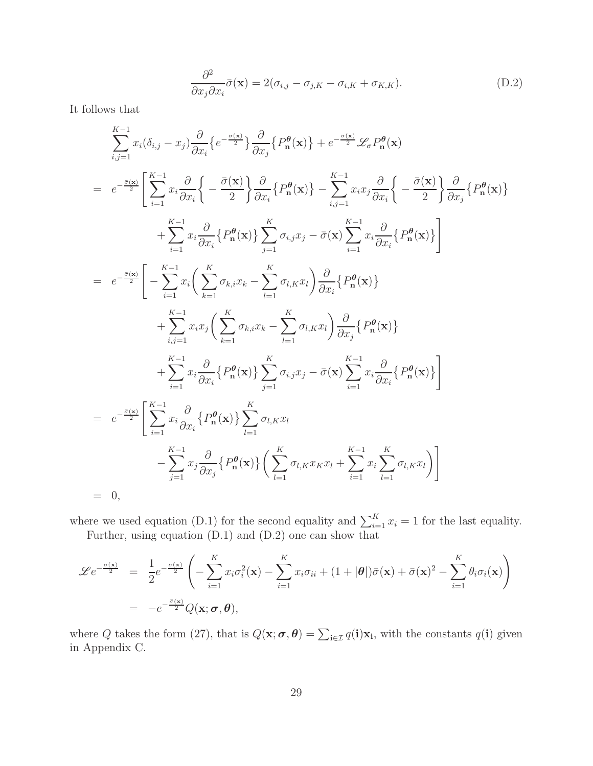$$\frac{\partial^2}{\partial x_j \partial x_i}\bar{\sigma}(\mathbf{x}) = 2(\sigma_{i,j} - \sigma_{j,K} - \sigma_{i,K} + \sigma_{K,K}). \tag{D.2}$$

It follows that

$$\begin{aligned}
&\sum_{i,j=1}^{K-1} x_i(\delta_{i,j} - x_j)\frac{\partial}{\partial x_i}\big\{e^{-\frac{\bar{\sigma}(\mathbf{x})}{2}}\big\}\frac{\partial}{\partial x_j}\big\{P_{\mathbf{n}}^{\boldsymbol{\theta}}(\mathbf{x})\big\} + e^{-\frac{\bar{\sigma}(\mathbf{x})}{2}}\mathscr{L}_\sigma P_{\mathbf{n}}^{\boldsymbol{\theta}}(\mathbf{x}) \\
=\ & e^{-\frac{\bar{\sigma}(\mathbf{x})}{2}}\Bigg[\sum_{i=1}^{K-1} x_i \frac{\partial}{\partial x_i}\Big\{-\frac{\bar{\sigma}(\mathbf{x})}{2}\Big\}\frac{\partial}{\partial x_i}\big\{P_{\mathbf{n}}^{\boldsymbol{\theta}}(\mathbf{x})\big\} - \sum_{i,j=1}^{K-1} x_i x_j \frac{\partial}{\partial x_i}\Big\{-\frac{\bar{\sigma}(\mathbf{x})}{2}\Big\}\frac{\partial}{\partial x_j}\big\{P_{\mathbf{n}}^{\boldsymbol{\theta}}(\mathbf{x})\big\} \\
&\quad + \sum_{i=1}^{K-1} x_i \frac{\partial}{\partial x_i}\big\{P_{\mathbf{n}}^{\boldsymbol{\theta}}(\mathbf{x})\big\}\sum_{j=1}^{K}\sigma_{i,j}x_j - \bar{\sigma}(\mathbf{x})\sum_{i=1}^{K-1} x_i\frac{\partial}{\partial x_i}\big\{P_{\mathbf{n}}^{\boldsymbol{\theta}}(\mathbf{x})\big\}\Bigg] \\
=\ & e^{-\frac{\bar{\sigma}(\mathbf{x})}{2}}\Bigg[-\sum_{i=1}^{K-1} x_i\bigg(\sum_{k=1}^{K}\sigma_{k,i}x_k - \sum_{l=1}^{K}\sigma_{l,K}x_l\bigg)\frac{\partial}{\partial x_i}\big\{P_{\mathbf{n}}^{\boldsymbol{\theta}}(\mathbf{x})\big\} \\
&\quad + \sum_{i,j=1}^{K-1} x_i x_j\bigg(\sum_{k=1}^{K}\sigma_{k,i}x_k - \sum_{l=1}^{K}\sigma_{l,K}x_l\bigg)\frac{\partial}{\partial x_j}\big\{P_{\mathbf{n}}^{\boldsymbol{\theta}}(\mathbf{x})\big\} \\
&\quad + \sum_{i=1}^{K-1} x_i \frac{\partial}{\partial x_i}\big\{P_{\mathbf{n}}^{\boldsymbol{\theta}}(\mathbf{x})\big\}\sum_{j=1}^{K}\sigma_{i.j}x_j - \bar{\sigma}(\mathbf{x})\sum_{i=1}^{K-1} x_i\frac{\partial}{\partial x_i}\big\{P_{\mathbf{n}}^{\boldsymbol{\theta}}(\mathbf{x})\big\}\Bigg] \\
=\ & e^{-\frac{\bar{\sigma}(\mathbf{x})}{2}}\Bigg[\sum_{i=1}^{K-1} x_i \frac{\partial}{\partial x_i}\big\{P_{\mathbf{n}}^{\boldsymbol{\theta}}(\mathbf{x})\big\}\sum_{l=1}^{K}\sigma_{l,K}x_l \\
&\quad - \sum_{j=1}^{K-1} x_j\frac{\partial}{\partial x_j}\big\{P_{\mathbf{n}}^{\boldsymbol{\theta}}(\mathbf{x})\big\}\bigg(\sum_{l=1}^{K}\sigma_{l,K}x_K x_l + \sum_{i=1}^{K-1} x_i\sum_{l=1}^{K}\sigma_{l,K}x_l\bigg)\Bigg] \\
=\ & 0,
\end{aligned}$$

where we used equation (D.1) for the second equality and $\sum_{i=1}^{K} x_i = 1$ for the last equality.

Further, using equation (D.1) and (D.2) one can show that

$$\begin{aligned}
\mathscr{L}e^{-\frac{\bar{\sigma}(\mathbf{x})}{2}} &= \frac{1}{2}e^{-\frac{\bar{\sigma}(\mathbf{x})}{2}}\left(-\sum_{i=1}^{K} x_i\sigma_i^2(\mathbf{x}) - \sum_{i=1}^{K} x_i\sigma_{ii} + (1+|\boldsymbol{\theta}|)\bar{\sigma}(\mathbf{x}) + \bar{\sigma}(\mathbf{x})^2 - \sum_{i=1}^{K}\theta_i\sigma_i(\mathbf{x})\right) \\
&= -e^{-\frac{\bar{\sigma}(\mathbf{x})}{2}}Q(\mathbf{x};\boldsymbol{\sigma},\boldsymbol{\theta}),
\end{aligned}$$

where $Q$ takes the form (27), that is $Q(\mathbf{x};\boldsymbol{\sigma},\boldsymbol{\theta}) = \sum_{\mathbf{i}\in\mathcal{I}} q(\mathbf{i})\mathbf{x}_{\mathbf{i}}$, with the constants $q(\mathbf{i})$ given in Appendix C.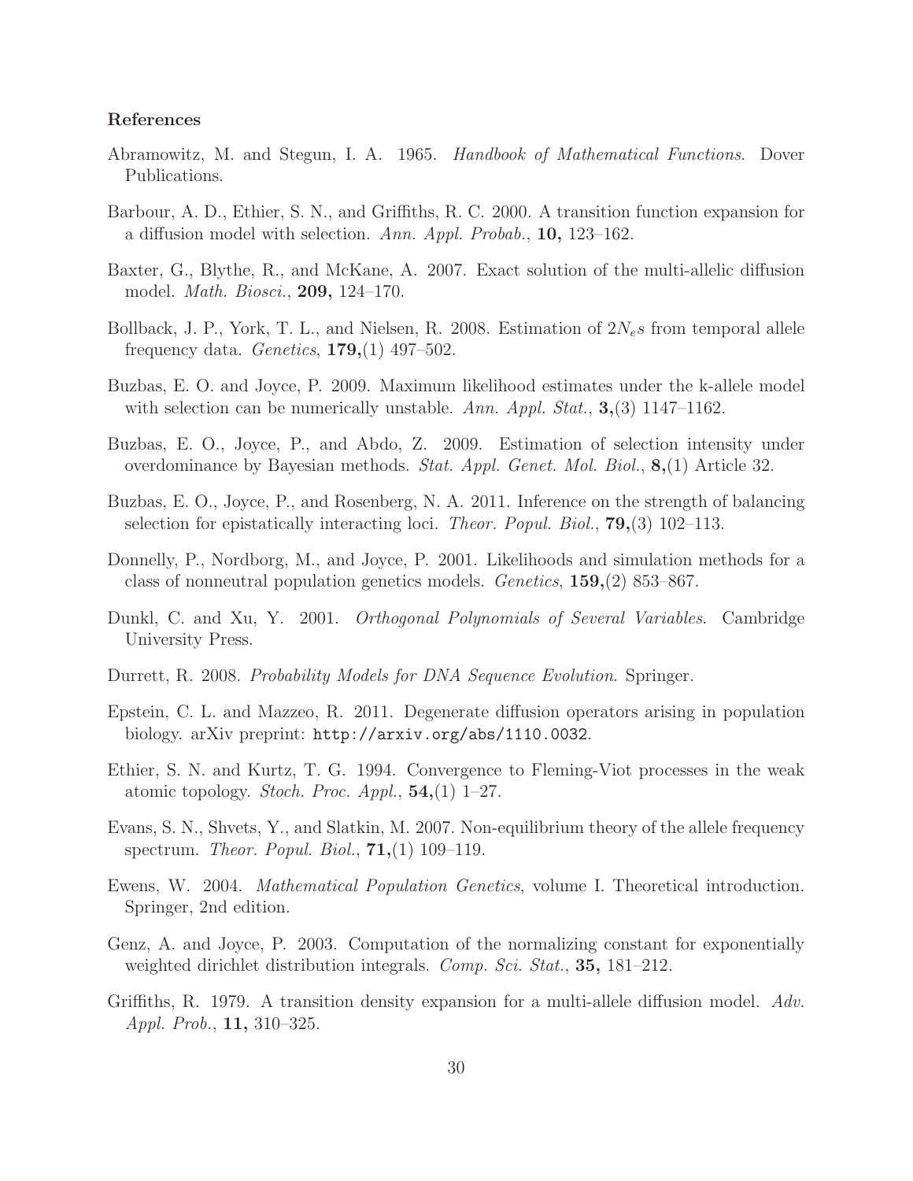### References

Abramowitz, M. and Stegun, I. A. 1965. *Handbook of Mathematical Functions*. Dover Publications.

Barbour, A. D., Ethier, S. N., and Griffiths, R. C. 2000. A transition function expansion for a diffusion model with selection. *Ann. Appl. Probab.*, **10,** 123–162.

Baxter, G., Blythe, R., and McKane, A. 2007. Exact solution of the multi-allelic diffusion model. *Math. Biosci.*, **209,** 124–170.

Bollback, J. P., York, T. L., and Nielsen, R. 2008. Estimation of $2N_e s$ from temporal allele frequency data. *Genetics*, **179,**(1) 497–502.

Buzbas, E. O. and Joyce, P. 2009. Maximum likelihood estimates under the k-allele model with selection can be numerically unstable. *Ann. Appl. Stat.*, **3,**(3) 1147–1162.

Buzbas, E. O., Joyce, P., and Abdo, Z. 2009. Estimation of selection intensity under overdominance by Bayesian methods. *Stat. Appl. Genet. Mol. Biol.*, **8,**(1) Article 32.

Buzbas, E. O., Joyce, P., and Rosenberg, N. A. 2011. Inference on the strength of balancing selection for epistatically interacting loci. *Theor. Popul. Biol.*, **79,**(3) 102–113.

Donnelly, P., Nordborg, M., and Joyce, P. 2001. Likelihoods and simulation methods for a class of nonneutral population genetics models. *Genetics*, **159,**(2) 853–867.

Dunkl, C. and Xu, Y. 2001. *Orthogonal Polynomials of Several Variables*. Cambridge University Press.

Durrett, R. 2008. *Probability Models for DNA Sequence Evolution*. Springer.

Epstein, C. L. and Mazzeo, R. 2011. Degenerate diffusion operators arising in population biology. arXiv preprint: `http://arxiv.org/abs/1110.0032`.

Ethier, S. N. and Kurtz, T. G. 1994. Convergence to Fleming-Viot processes in the weak atomic topology. *Stoch. Proc. Appl.*, **54,**(1) 1–27.

Evans, S. N., Shvets, Y., and Slatkin, M. 2007. Non-equilibrium theory of the allele frequency spectrum. *Theor. Popul. Biol.*, **71,**(1) 109–119.

Ewens, W. 2004. *Mathematical Population Genetics*, volume I. Theoretical introduction. Springer, 2nd edition.

Genz, A. and Joyce, P. 2003. Computation of the normalizing constant for exponentially weighted dirichlet distribution integrals. *Comp. Sci. Stat.*, **35,** 181–212.

Griffiths, R. 1979. A transition density expansion for a multi-allele diffusion model. *Adv. Appl. Prob.*, **11,** 310–325.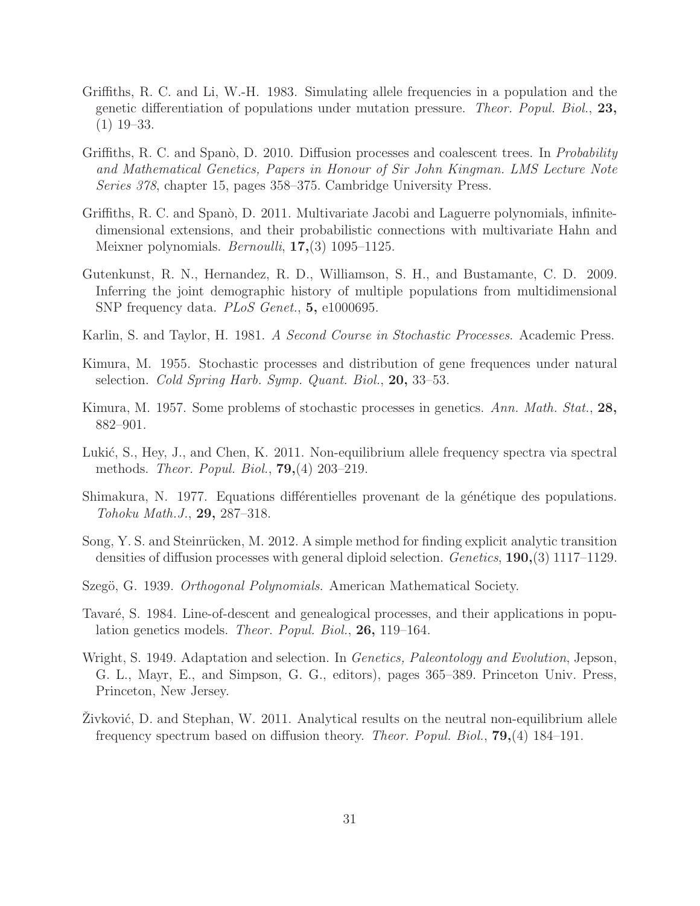Griffiths, R. C. and Li, W.-H. 1983. Simulating allele frequencies in a population and the genetic differentiation of populations under mutation pressure. *Theor. Popul. Biol.*, **23,** (1) 19–33.

Griffiths, R. C. and Spanò, D. 2010. Diffusion processes and coalescent trees. In *Probability and Mathematical Genetics, Papers in Honour of Sir John Kingman. LMS Lecture Note Series 378*, chapter 15, pages 358–375. Cambridge University Press.

Griffiths, R. C. and Spanò, D. 2011. Multivariate Jacobi and Laguerre polynomials, infinite-dimensional extensions, and their probabilistic connections with multivariate Hahn and Meixner polynomials. *Bernoulli*, **17,**(3) 1095–1125.

Gutenkunst, R. N., Hernandez, R. D., Williamson, S. H., and Bustamante, C. D. 2009. Inferring the joint demographic history of multiple populations from multidimensional SNP frequency data. *PLoS Genet.*, **5,** e1000695.

Karlin, S. and Taylor, H. 1981. *A Second Course in Stochastic Processes*. Academic Press.

Kimura, M. 1955. Stochastic processes and distribution of gene frequences under natural selection. *Cold Spring Harb. Symp. Quant. Biol.*, **20,** 33–53.

Kimura, M. 1957. Some problems of stochastic processes in genetics. *Ann. Math. Stat.*, **28,** 882–901.

Lukić, S., Hey, J., and Chen, K. 2011. Non-equilibrium allele frequency spectra via spectral methods. *Theor. Popul. Biol.*, **79,**(4) 203–219.

Shimakura, N. 1977. Equations différentielles provenant de la génétique des populations. *Tohoku Math.J.*, **29,** 287–318.

Song, Y. S. and Steinrücken, M. 2012. A simple method for finding explicit analytic transition densities of diffusion processes with general diploid selection. *Genetics*, **190,**(3) 1117–1129.

Szegö, G. 1939. *Orthogonal Polynomials*. American Mathematical Society.

Tavaré, S. 1984. Line-of-descent and genealogical processes, and their applications in population genetics models. *Theor. Popul. Biol.*, **26,** 119–164.

Wright, S. 1949. Adaptation and selection. In *Genetics, Paleontology and Evolution*, Jepson, G. L., Mayr, E., and Simpson, G. G., editors), pages 365–389. Princeton Univ. Press, Princeton, New Jersey.

Živković, D. and Stephan, W. 2011. Analytical results on the neutral non-equilibrium allele frequency spectrum based on diffusion theory. *Theor. Popul. Biol.*, **79,**(4) 184–191.